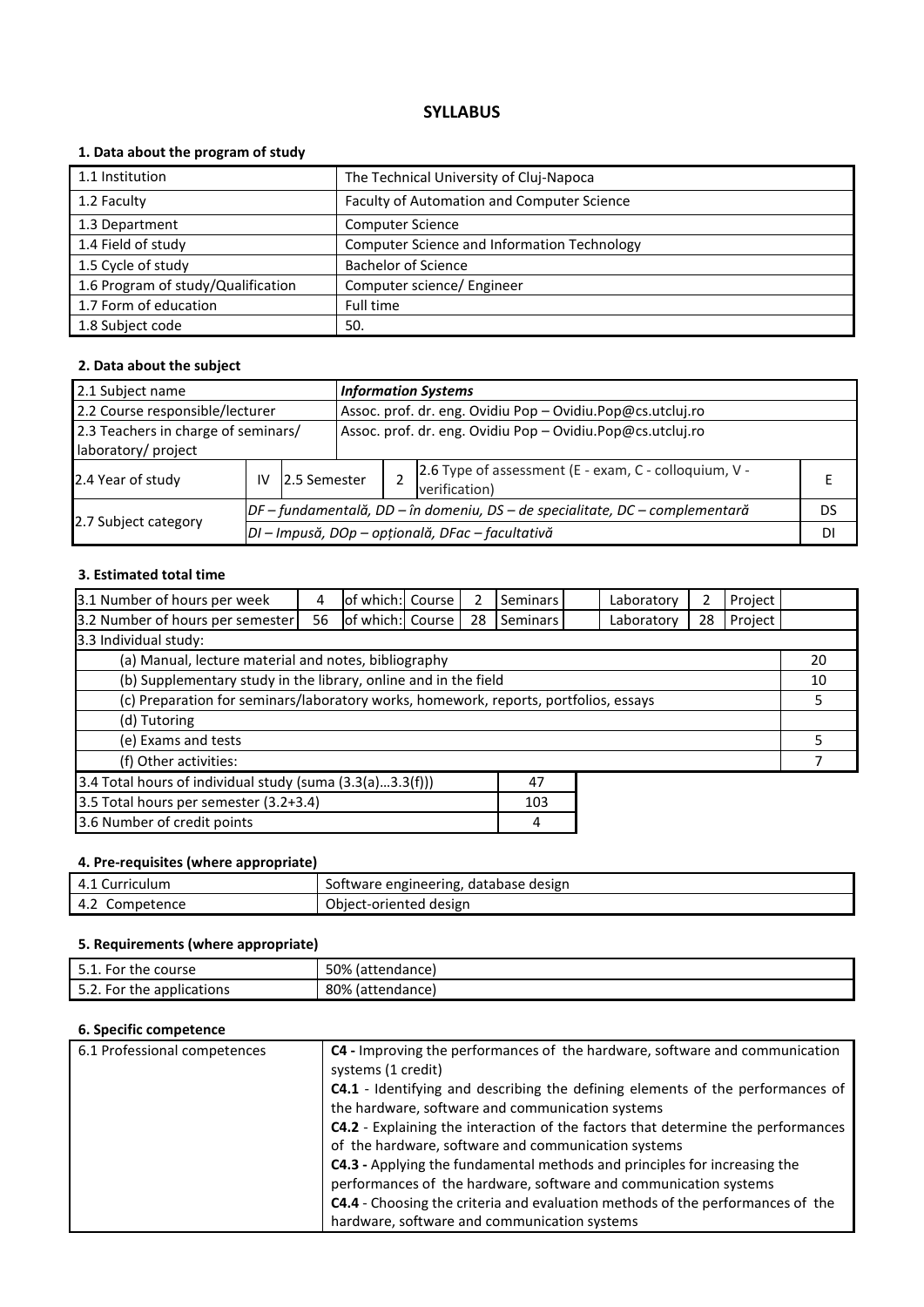# SYLLABUS

### 1. Data about the program of study

| | |
|---|---|
| 1.1 Institution | The Technical University of Cluj-Napoca |
| 1.2 Faculty | Faculty of Automation and Computer Science |
| 1.3 Department | Computer Science |
| 1.4 Field of study | Computer Science and Information Technology |
| 1.5 Cycle of study | Bachelor of Science |
| 1.6 Program of study/Qualification | Computer science/ Engineer |
| 1.7 Form of education | Full time |
| 1.8 Subject code | 50. |

### 2. Data about the subject

| | | | | | | |
|---|---|---|---|---|---|---|
| 2.1 Subject name | | | ***Information Systems*** | | | |
| 2.2 Course responsible/lecturer | | | Assoc. prof. dr. eng. Ovidiu Pop – Ovidiu.Pop@cs.utcluj.ro | | | |
| 2.3 Teachers in charge of seminars/ laboratory/ project | | | Assoc. prof. dr. eng. Ovidiu Pop – Ovidiu.Pop@cs.utcluj.ro | | | |
| 2.4 Year of study | IV | 2.5 Semester | 2 | 2.6 Type of assessment (E - exam, C - colloquium, V - verification) | | E |
| 2.7 Subject category | *DF – fundamentală, DD – în domeniu, DS – de specialitate, DC – complementară* | | | | | DS |
| | *DI – Impusă, DOp – opțională, DFac – facultativă* | | | | | DI |

### 3. Estimated total time

| | | | | | | | | | |
|---|---|---|---|---|---|---|---|---|---|
| 3.1 Number of hours per week | 4 | of which: Course | 2 | Seminars | | Laboratory | 2 | Project | |
| 3.2 Number of hours per semester | 56 | of which: Course | 28 | Seminars | | Laboratory | 28 | Project | |
| 3.3 Individual study: | | | | | | | | | |
| (a) Manual, lecture material and notes, bibliography | | | | | | | | | 20 |
| (b) Supplementary study in the library, online and in the field | | | | | | | | | 10 |
| (c) Preparation for seminars/laboratory works, homework, reports, portfolios, essays | | | | | | | | | 5 |
| (d) Tutoring | | | | | | | | | |
| (e) Exams and tests | | | | | | | | | 5 |
| (f) Other activities: | | | | | | | | | 7 |

| | |
|---|---|
| 3.4 Total hours of individual study (suma (3.3(a)…3.3(f))) | 47 |
| 3.5 Total hours per semester (3.2+3.4) | 103 |
| 3.6 Number of credit points | 4 |

### 4. Pre-requisites (where appropriate)

| | |
|---|---|
| 4.1 Curriculum | Software engineering, database design |
| 4.2 Competence | Object-oriented design |

### 5. Requirements (where appropriate)

| | |
|---|---|
| 5.1. For the course | 50% (attendance) |
| 5.2. For the applications | 80% (attendance) |

### 6. Specific competence

| | |
|---|---|
| 6.1 Professional competences | **C4 -** Improving the performances of the hardware, software and communication systems (1 credit)<br>**C4.1** - Identifying and describing the defining elements of the performances of the hardware, software and communication systems<br>**C4.2** - Explaining the interaction of the factors that determine the performances of the hardware, software and communication systems<br>**C4.3 -** Applying the fundamental methods and principles for increasing the performances of the hardware, software and communication systems<br>**C4.4** - Choosing the criteria and evaluation methods of the performances of the hardware, software and communication systems |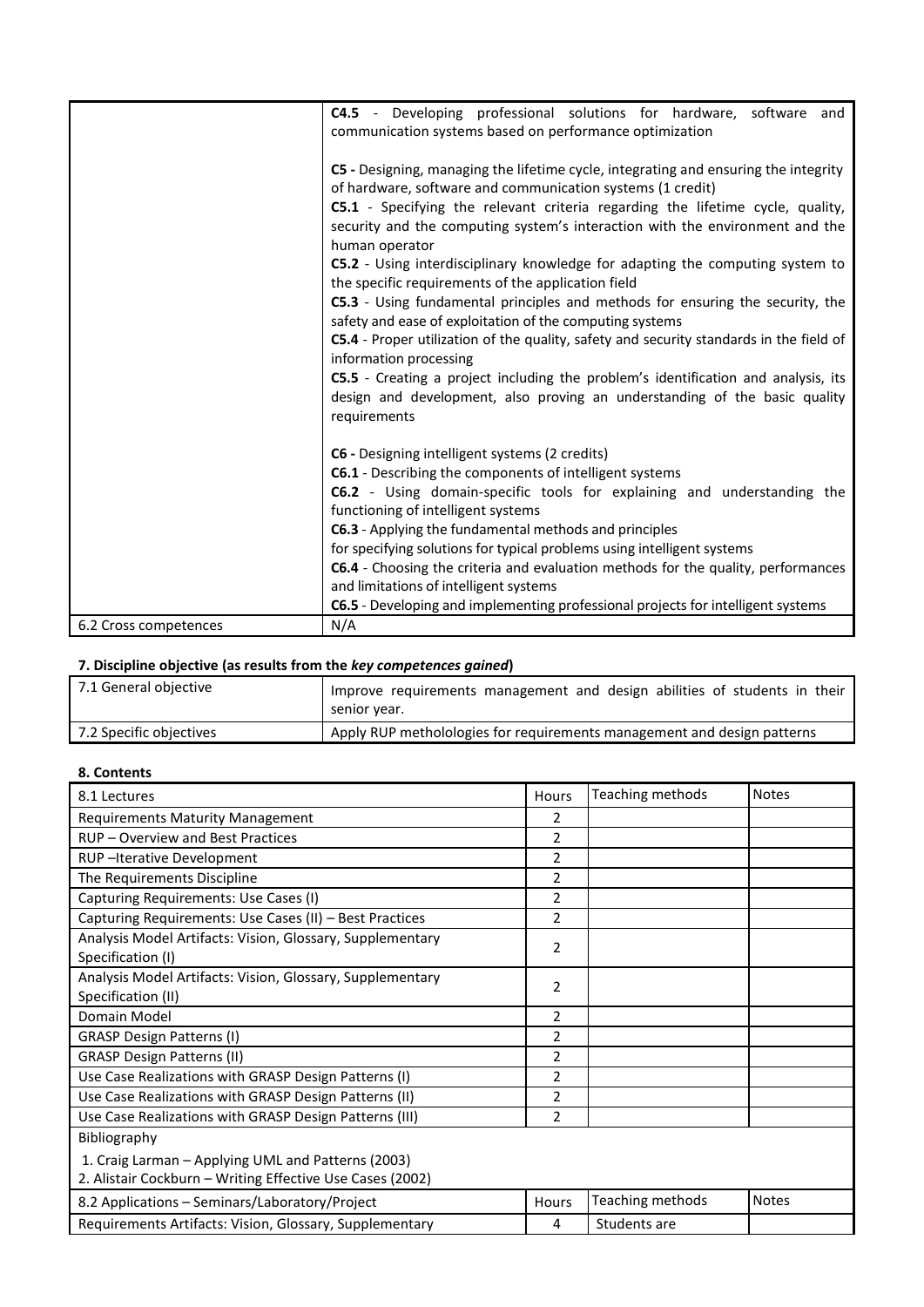| | |
|---|---|
| | **C4.5** - Developing professional solutions for hardware, software and communication systems based on performance optimization<br><br>**C5 -** Designing, managing the lifetime cycle, integrating and ensuring the integrity of hardware, software and communication systems (1 credit)<br>**C5.1** - Specifying the relevant criteria regarding the lifetime cycle, quality, security and the computing system's interaction with the environment and the human operator<br>**C5.2** - Using interdisciplinary knowledge for adapting the computing system to the specific requirements of the application field<br>**C5.3** - Using fundamental principles and methods for ensuring the security, the safety and ease of exploitation of the computing systems<br>**C5.4** - Proper utilization of the quality, safety and security standards in the field of information processing<br>**C5.5** - Creating a project including the problem's identification and analysis, its design and development, also proving an understanding of the basic quality requirements<br><br>**C6 -** Designing intelligent systems (2 credits)<br>**C6.1** - Describing the components of intelligent systems<br>**C6.2** - Using domain-specific tools for explaining and understanding the functioning of intelligent systems<br>**C6.3** - Applying the fundamental methods and principles for specifying solutions for typical problems using intelligent systems<br>**C6.4** - Choosing the criteria and evaluation methods for the quality, performances and limitations of intelligent systems<br>**C6.5** - Developing and implementing professional projects for intelligent systems |
| 6.2 Cross competences | N/A |

**7. Discipline objective (as results from the *key competences gained*)**

| | |
|---|---|
| 7.1 General objective | Improve requirements management and design abilities of students in their senior year. |
| 7.2 Specific objectives | Apply RUP metholologies for requirements management and design patterns |

**8. Contents**

| 8.1 Lectures | Hours | Teaching methods | Notes |
|---|---|---|---|
| Requirements Maturity Management | 2 | | |
| RUP – Overview and Best Practices | 2 | | |
| RUP –Iterative Development | 2 | | |
| The Requirements Discipline | 2 | | |
| Capturing Requirements: Use Cases (I) | 2 | | |
| Capturing Requirements: Use Cases (II) – Best Practices | 2 | | |
| Analysis Model Artifacts: Vision, Glossary, Supplementary Specification (I) | 2 | | |
| Analysis Model Artifacts: Vision, Glossary, Supplementary Specification (II) | 2 | | |
| Domain Model | 2 | | |
| GRASP Design Patterns (I) | 2 | | |
| GRASP Design Patterns (II) | 2 | | |
| Use Case Realizations with GRASP Design Patterns (I) | 2 | | |
| Use Case Realizations with GRASP Design Patterns (II) | 2 | | |
| Use Case Realizations with GRASP Design Patterns (III) | 2 | | |
| Bibliography<br>1. Craig Larman – Applying UML and Patterns (2003)<br>2. Alistair Cockburn – Writing Effective Use Cases (2002) | | | |
| **8.2 Applications – Seminars/Laboratory/Project** | **Hours** | **Teaching methods** | **Notes** |
| Requirements Artifacts: Vision, Glossary, Supplementary | 4 | Students are | |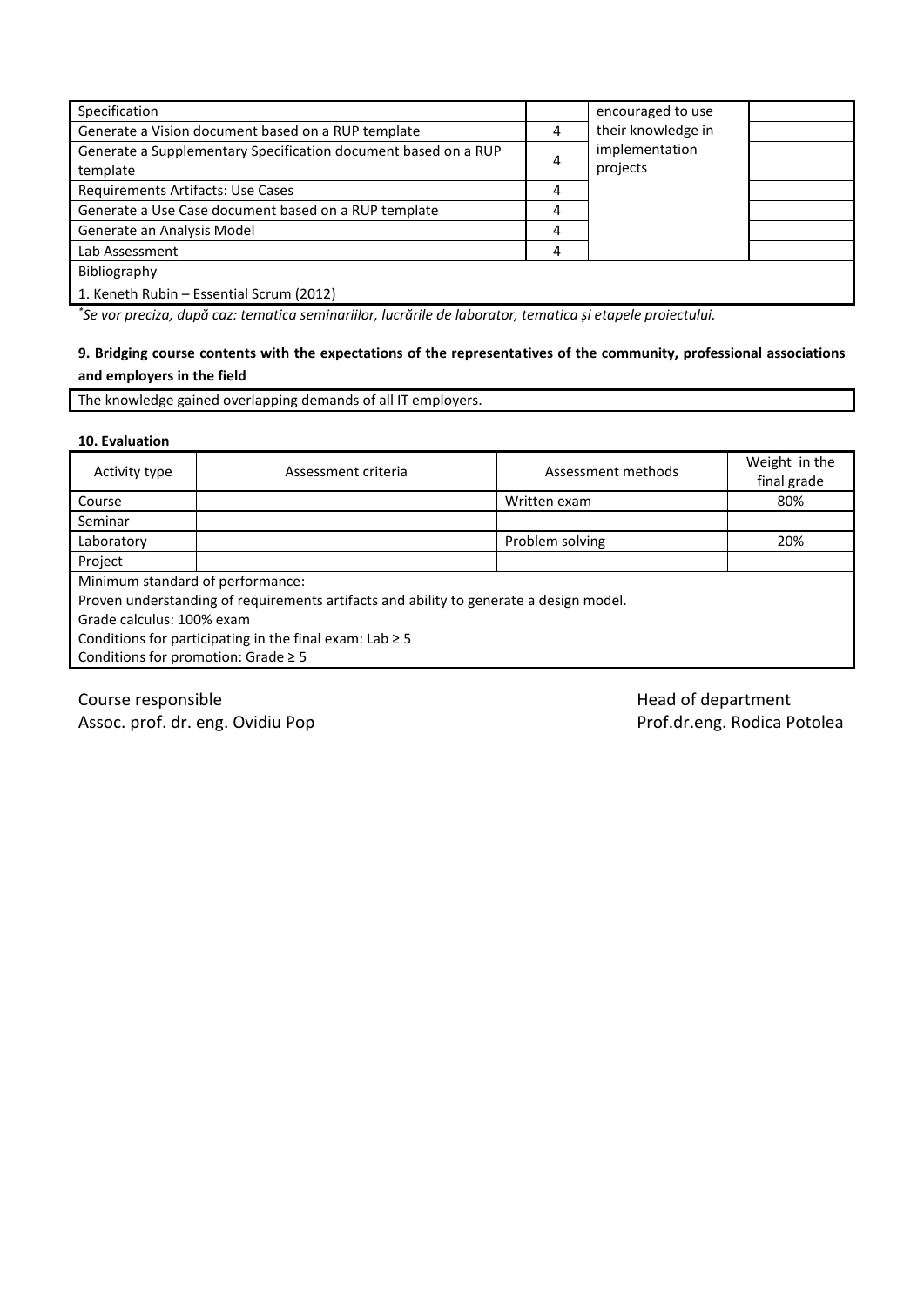| Specification | | encouraged to use their knowledge in implementation projects | |
|---|---|---|---|
| Generate a Vision document based on a RUP template | 4 | | |
| Generate a Supplementary Specification document based on a RUP template | 4 | | |
| Requirements Artifacts: Use Cases | 4 | | |
| Generate a Use Case document based on a RUP template | 4 | | |
| Generate an Analysis Model | 4 | | |
| Lab Assessment | 4 | | |
| Bibliography | | | |
| 1. Keneth Rubin – Essential Scrum (2012) | | | |

*Se vor preciza, după caz: tematica seminariilor, lucrările de laborator, tematica și etapele proiectului.*

**9. Bridging course contents with the expectations of the representatives of the community, professional associations and employers in the field**

The knowledge gained overlapping demands of all IT employers.

**10. Evaluation**

| Activity type | Assessment criteria | Assessment methods | Weight in the final grade |
|---|---|---|---|
| Course | | Written exam | 80% |
| Seminar | | | |
| Laboratory | | Problem solving | 20% |
| Project | | | |

Minimum standard of performance:
Proven understanding of requirements artifacts and ability to generate a design model.
Grade calculus: 100% exam
Conditions for participating in the final exam: Lab ≥ 5
Conditions for promotion: Grade ≥ 5

Course responsible
Assoc. prof. dr. eng. Ovidiu Pop

Head of department
Prof.dr.eng. Rodica Potolea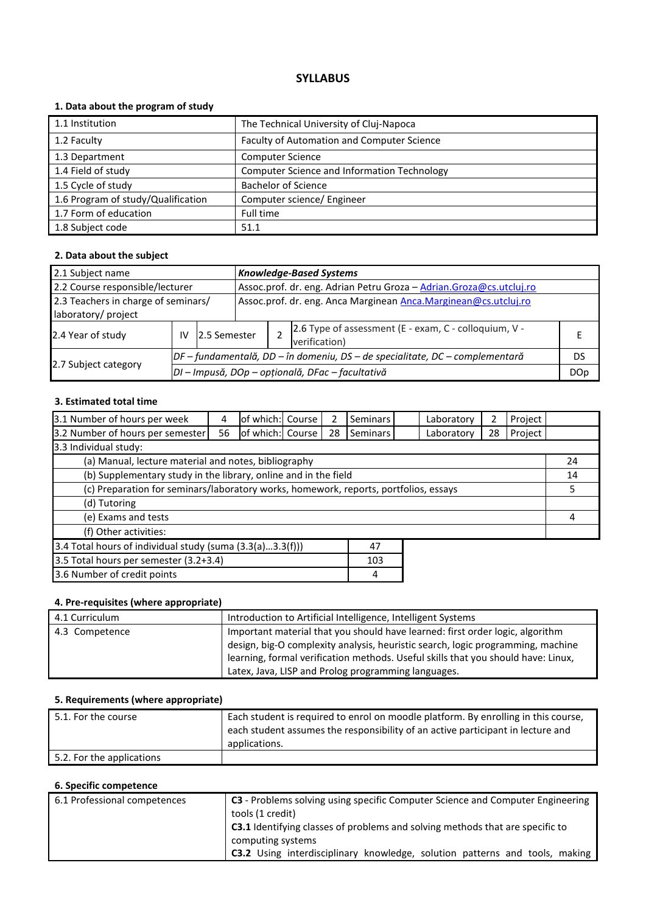## SYLLABUS

### 1. Data about the program of study

| | |
|---|---|
| 1.1 Institution | The Technical University of Cluj-Napoca |
| 1.2 Faculty | Faculty of Automation and Computer Science |
| 1.3 Department | Computer Science |
| 1.4 Field of study | Computer Science and Information Technology |
| 1.5 Cycle of study | Bachelor of Science |
| 1.6 Program of study/Qualification | Computer science/ Engineer |
| 1.7 Form of education | Full time |
| 1.8 Subject code | 51.1 |

### 2. Data about the subject

| | | | | | | |
|---|---|---|---|---|---|---|
| 2.1 Subject name | | | | ***Knowledge-Based Systems*** | | |
| 2.2 Course responsible/lecturer | | | | Assoc.prof. dr. eng. Adrian Petru Groza – Adrian.Groza@cs.utcluj.ro | | |
| 2.3 Teachers in charge of seminars/ laboratory/ project | | | | Assoc.prof. dr. eng. Anca Marginean Anca.Marginean@cs.utcluj.ro | | |
| 2.4 Year of study | IV | 2.5 Semester | 2 | 2.6 Type of assessment (E - exam, C - colloquium, V - verification) | | E |
| 2.7 Subject category | *DF – fundamentală, DD – în domeniu, DS – de specialitate, DC – complementară* | | | | | DS |
| | *DI – Impusă, DOp – opțională, DFac – facultativă* | | | | | DOp |

### 3. Estimated total time

| | | | | | | | | | | |
|---|---|---|---|---|---|---|---|---|---|---|
| 3.1 Number of hours per week | 4 | of which: | Course | 2 | Seminars | | Laboratory | 2 | Project | |
| 3.2 Number of hours per semester | 56 | of which: | Course | 28 | Seminars | | Laboratory | 28 | Project | |

| | |
|---|---|
| 3.3 Individual study: | |
| (a) Manual, lecture material and notes, bibliography | 24 |
| (b) Supplementary study in the library, online and in the field | 14 |
| (c) Preparation for seminars/laboratory works, homework, reports, portfolios, essays | 5 |
| (d) Tutoring | |
| (e) Exams and tests | 4 |
| (f) Other activities: | |

| | |
|---|---|
| 3.4 Total hours of individual study (suma (3.3(a)…3.3(f))) | 47 |
| 3.5 Total hours per semester (3.2+3.4) | 103 |
| 3.6 Number of credit points | 4 |

### 4. Pre-requisites (where appropriate)

| | |
|---|---|
| 4.1 Curriculum | Introduction to Artificial Intelligence, Intelligent Systems |
| 4.3 Competence | Important material that you should have learned: first order logic, algorithm design, big-O complexity analysis, heuristic search, logic programming, machine learning, formal verification methods. Useful skills that you should have: Linux, Latex, Java, LISP and Prolog programming languages. |

### 5. Requirements (where appropriate)

| | |
|---|---|
| 5.1. For the course | Each student is required to enrol on moodle platform. By enrolling in this course, each student assumes the responsibility of an active participant in lecture and applications. |
| 5.2. For the applications | |

### 6. Specific competence

| | |
|---|---|
| 6.1 Professional competences | **C3** - Problems solving using specific Computer Science and Computer Engineering tools (1 credit)<br>**C3.1** Identifying classes of problems and solving methods that are specific to computing systems<br>**C3.2** Using interdisciplinary knowledge, solution patterns and tools, making |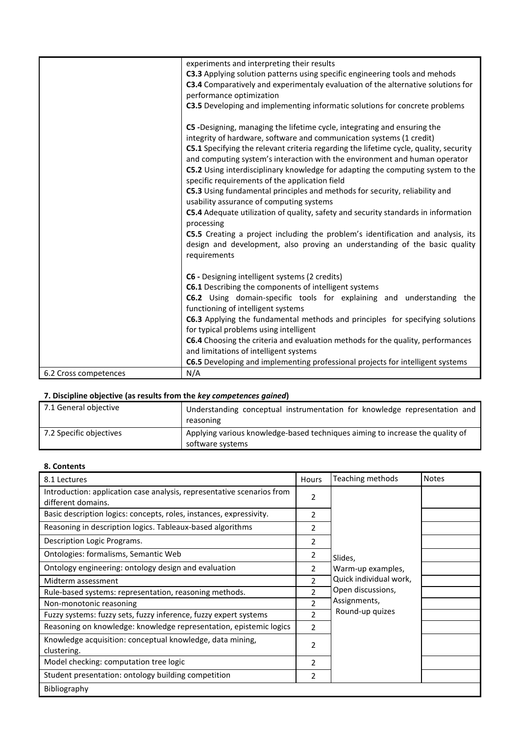| | |
|---|---|
| | experiments and interpreting their results<br>**C3.3** Applying solution patterns using specific engineering tools and mehods<br>**C3.4** Comparatively and experimentaly evaluation of the alternative solutions for performance optimization<br>**C3.5** Developing and implementing informatic solutions for concrete problems<br><br>**C5 -**Designing, managing the lifetime cycle, integrating and ensuring the integrity of hardware, software and communication systems (1 credit)<br>**C5.1** Specifying the relevant criteria regarding the lifetime cycle, quality, security and computing system's interaction with the environment and human operator<br>**C5.2** Using interdisciplinary knowledge for adapting the computing system to the specific requirements of the application field<br>**C5.3** Using fundamental principles and methods for security, reliability and usability assurance of computing systems<br>**C5.4** Adequate utilization of quality, safety and security standards in information processing<br>**C5.5** Creating a project including the problem's identification and analysis, its design and development, also proving an understanding of the basic quality requirements<br><br>**C6 -** Designing intelligent systems (2 credits)<br>**C6.1** Describing the components of intelligent systems<br>**C6.2** Using domain-specific tools for explaining and understanding the functioning of intelligent systems<br>**C6.3** Applying the fundamental methods and principles for specifying solutions for typical problems using intelligent<br>**C6.4** Choosing the criteria and evaluation methods for the quality, performances and limitations of intelligent systems<br>**C6.5** Developing and implementing professional projects for intelligent systems |
| 6.2 Cross competences | N/A |

### 7. Discipline objective (as results from the *key competences gained*)

| | |
|---|---|
| 7.1 General objective | Understanding conceptual instrumentation for knowledge representation and reasoning |
| 7.2 Specific objectives | Applying various knowledge-based techniques aiming to increase the quality of software systems |

### 8. Contents

| 8.1 Lectures | Hours | Teaching methods | Notes |
|---|---|---|---|
| Introduction: application case analysis, representative scenarios from different domains. | 2 | Slides,<br>Warm-up examples,<br>Quick individual work,<br>Open discussions,<br>Assignments,<br>Round-up quizes | |
| Basic description logics: concepts, roles, instances, expressivity. | 2 | | |
| Reasoning in description logics. Tableaux-based algorithms | 2 | | |
| Description Logic Programs. | 2 | | |
| Ontologies: formalisms, Semantic Web | 2 | | |
| Ontology engineering: ontology design and evaluation | 2 | | |
| Midterm assessment | 2 | | |
| Rule-based systems: representation, reasoning methods. | 2 | | |
| Non-monotonic reasoning | 2 | | |
| Fuzzy systems: fuzzy sets, fuzzy inference, fuzzy expert systems | 2 | | |
| Reasoning on knowledge: knowledge representation, epistemic logics | 2 | | |
| Knowledge acquisition: conceptual knowledge, data mining, clustering. | 2 | | |
| Model checking: computation tree logic | 2 | | |
| Student presentation: ontology building competition | 2 | | |
| Bibliography | | | |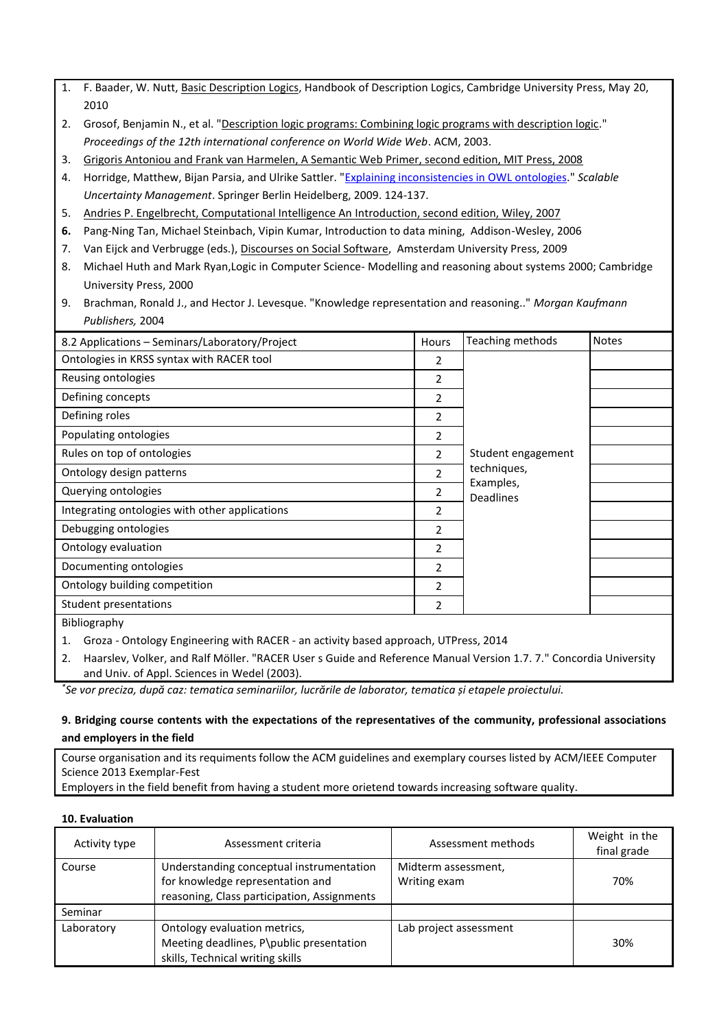1. F. Baader, W. Nutt, Basic Description Logics, Handbook of Description Logics, Cambridge University Press, May 20, 2010
2. Grosof, Benjamin N., et al. "Description logic programs: Combining logic programs with description logic." *Proceedings of the 12th international conference on World Wide Web*. ACM, 2003.
3. Grigoris Antoniou and Frank van Harmelen, A Semantic Web Primer, second edition, MIT Press, 2008
4. Horridge, Matthew, Bijan Parsia, and Ulrike Sattler. "Explaining inconsistencies in OWL ontologies." *Scalable Uncertainty Management*. Springer Berlin Heidelberg, 2009. 124-137.
5. Andries P. Engelbrecht, Computational Intelligence An Introduction, second edition, Wiley, 2007
6. Pang-Ning Tan, Michael Steinbach, Vipin Kumar, Introduction to data mining, Addison-Wesley, 2006
7. Van Eijck and Verbrugge (eds.), Discourses on Social Software, Amsterdam University Press, 2009
8. Michael Huth and Mark Ryan,Logic in Computer Science- Modelling and reasoning about systems 2000; Cambridge University Press, 2000
9. Brachman, Ronald J., and Hector J. Levesque. "Knowledge representation and reasoning.." *Morgan Kaufmann Publishers,* 2004

| 8.2 Applications – Seminars/Laboratory/Project | Hours | Teaching methods | Notes |
|---|---|---|---|
| Ontologies in KRSS syntax with RACER tool | 2 | Student engagement techniques, Examples, Deadlines | |
| Reusing ontologies | 2 | | |
| Defining concepts | 2 | | |
| Defining roles | 2 | | |
| Populating ontologies | 2 | | |
| Rules on top of ontologies | 2 | | |
| Ontology design patterns | 2 | | |
| Querying ontologies | 2 | | |
| Integrating ontologies with other applications | 2 | | |
| Debugging ontologies | 2 | | |
| Ontology evaluation | 2 | | |
| Documenting ontologies | 2 | | |
| Ontology building competition | 2 | | |
| Student presentations | 2 | | |

Bibliography

1. Groza - Ontology Engineering with RACER - an activity based approach, UTPress, 2014
2. Haarslev, Volker, and Ralf Möller. "RACER User s Guide and Reference Manual Version 1.7. 7." Concordia University and Univ. of Appl. Sciences in Wedel (2003).

*Se vor preciza, după caz: tematica seminariilor, lucrările de laborator, tematica și etapele proiectului.*

## 9. Bridging course contents with the expectations of the representatives of the community, professional associations and employers in the field

Course organisation and its requiments follow the ACM guidelines and exemplary courses listed by ACM/IEEE Computer Science 2013 Exemplar-Fest
Employers in the field benefit from having a student more orietend towards increasing software quality.

## 10. Evaluation

| Activity type | Assessment criteria | Assessment methods | Weight in the final grade |
|---|---|---|---|
| Course | Understanding conceptual instrumentation for knowledge representation and reasoning, Class participation, Assignments | Midterm assessment, Writing exam | 70% |
| Seminar | | | |
| Laboratory | Ontology evaluation metrics, Meeting deadlines, P\public presentation skills, Technical writing skills | Lab project assessment | 30% |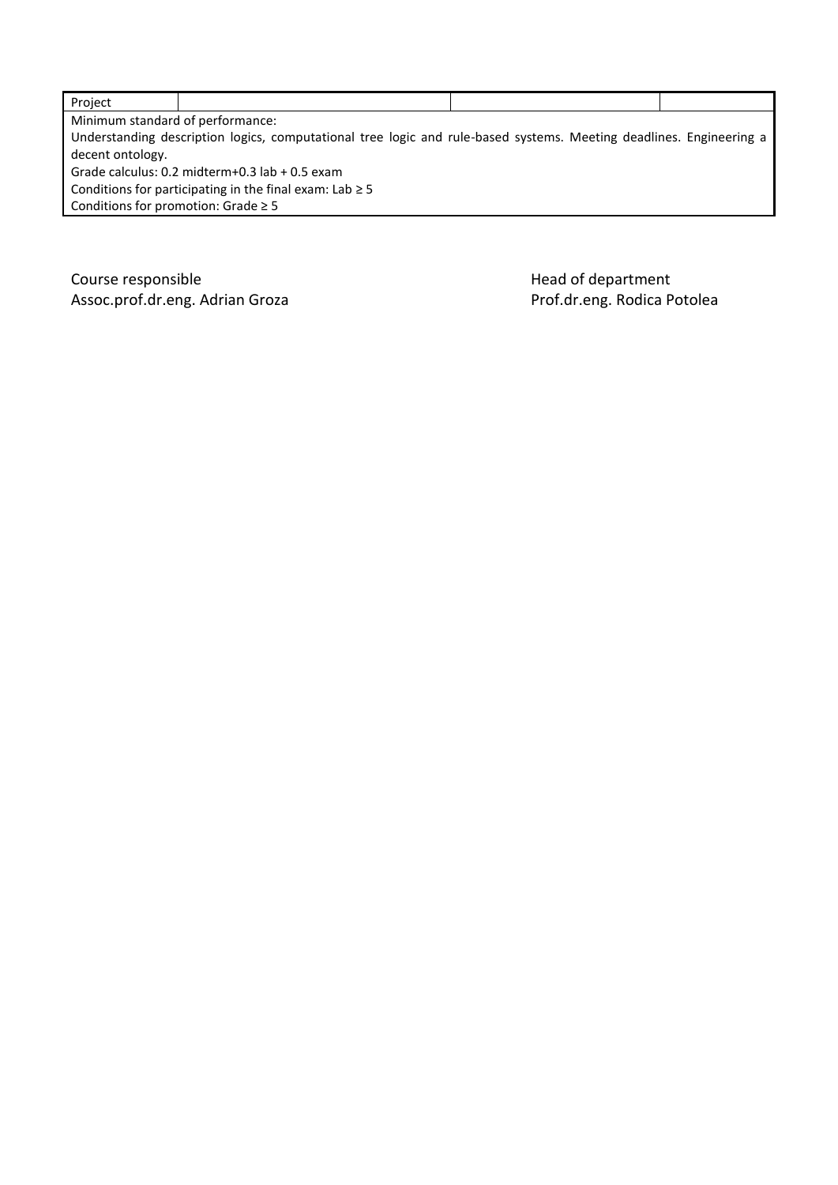| Project | | | |
|---|---|---|---|
| Minimum standard of performance:<br>Understanding description logics, computational tree logic and rule-based systems. Meeting deadlines. Engineering a decent ontology.<br>Grade calculus: 0.2 midterm+0.3 lab + 0.5 exam<br>Conditions for participating in the final exam: Lab ≥ 5<br>Conditions for promotion: Grade ≥ 5 | | | |

Course responsible
Assoc.prof.dr.eng. Adrian Groza

Head of department
Prof.dr.eng. Rodica Potolea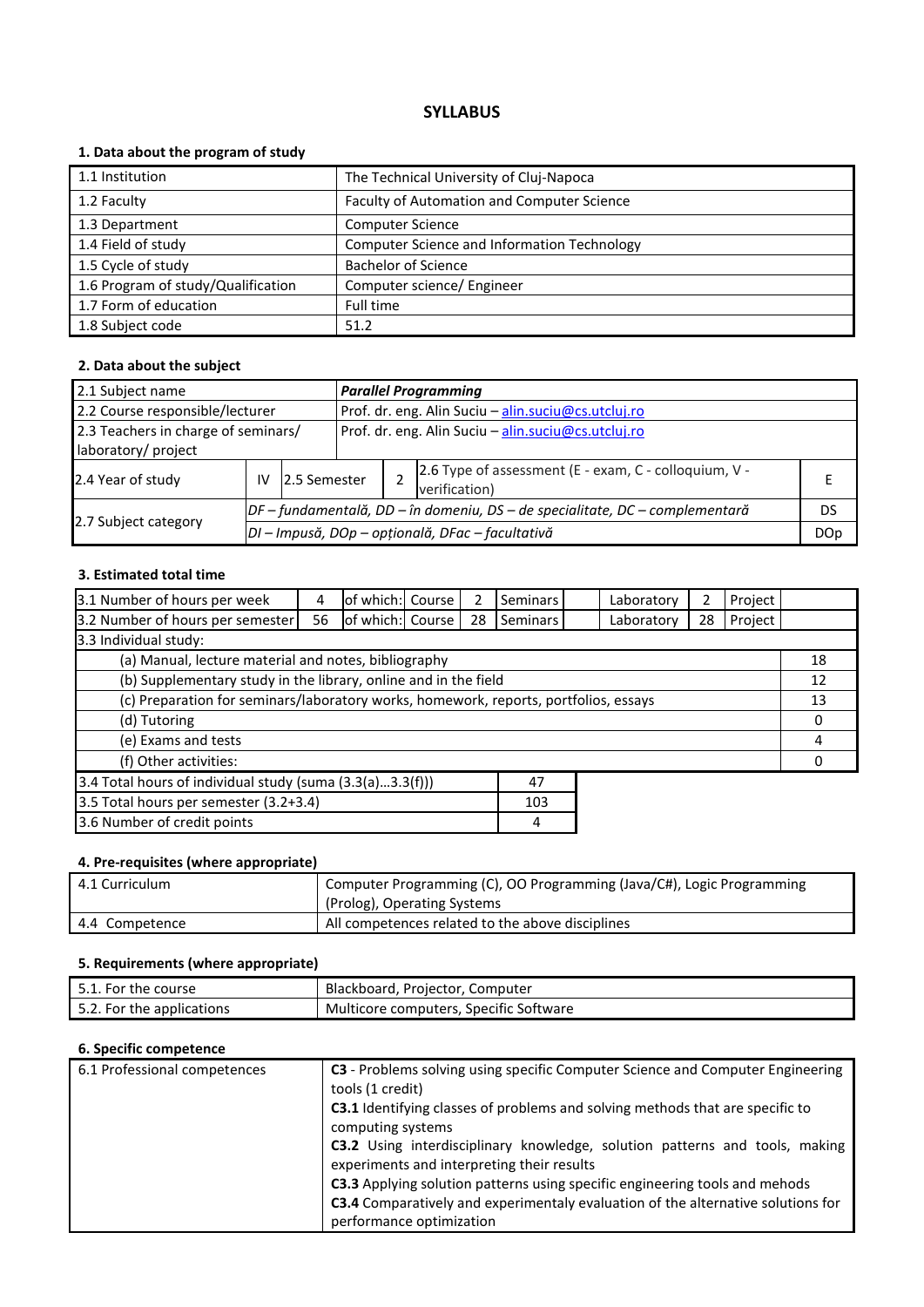# SYLLABUS

## 1. Data about the program of study

| | |
|---|---|
| 1.1 Institution | The Technical University of Cluj-Napoca |
| 1.2 Faculty | Faculty of Automation and Computer Science |
| 1.3 Department | Computer Science |
| 1.4 Field of study | Computer Science and Information Technology |
| 1.5 Cycle of study | Bachelor of Science |
| 1.6 Program of study/Qualification | Computer science/ Engineer |
| 1.7 Form of education | Full time |
| 1.8 Subject code | 51.2 |

## 2. Data about the subject

| | | | | | | |
|---|---|---|---|---|---|---|
| 2.1 Subject name | ***Parallel Programming*** | | | | | |
| 2.2 Course responsible/lecturer | Prof. dr. eng. Alin Suciu – alin.suciu@cs.utcluj.ro | | | | | |
| 2.3 Teachers in charge of seminars/ laboratory/ project | Prof. dr. eng. Alin Suciu – alin.suciu@cs.utcluj.ro | | | | | |
| 2.4 Year of study | IV | 2.5 Semester | 2 | 2.6 Type of assessment (E - exam, C - colloquium, V - verification) | | E |
| 2.7 Subject category | *DF – fundamentală, DD – în domeniu, DS – de specialitate, DC – complementară* | | | | | DS |
| | *DI – Impusă, DOp – opțională, DFac – facultativă* | | | | | DOp |

## 3. Estimated total time

| | | | | | | | | | | |
|---|---|---|---|---|---|---|---|---|---|---|
| 3.1 Number of hours per week | 4 | of which: | Course | 2 | Seminars | | Laboratory | 2 | Project | |
| 3.2 Number of hours per semester | 56 | of which: | Course | 28 | Seminars | | Laboratory | 28 | Project | |

| | |
|---|---|
| 3.3 Individual study: | |
| (a) Manual, lecture material and notes, bibliography | 18 |
| (b) Supplementary study in the library, online and in the field | 12 |
| (c) Preparation for seminars/laboratory works, homework, reports, portfolios, essays | 13 |
| (d) Tutoring | 0 |
| (e) Exams and tests | 4 |
| (f) Other activities: | 0 |

| | |
|---|---|
| 3.4 Total hours of individual study (suma (3.3(a)...3.3(f))) | 47 |
| 3.5 Total hours per semester (3.2+3.4) | 103 |
| 3.6 Number of credit points | 4 |

## 4. Pre-requisites (where appropriate)

| | |
|---|---|
| 4.1 Curriculum | Computer Programming (C), OO Programming (Java/C#), Logic Programming (Prolog), Operating Systems |
| 4.4 Competence | All competences related to the above disciplines |

## 5. Requirements (where appropriate)

| | |
|---|---|
| 5.1. For the course | Blackboard, Projector, Computer |
| 5.2. For the applications | Multicore computers, Specific Software |

## 6. Specific competence

| | |
|---|---|
| 6.1 Professional competences | **C3** - Problems solving using specific Computer Science and Computer Engineering tools (1 credit)<br>**C3.1** Identifying classes of problems and solving methods that are specific to computing systems<br>**C3.2** Using interdisciplinary knowledge, solution patterns and tools, making experiments and interpreting their results<br>**C3.3** Applying solution patterns using specific engineering tools and mehods<br>**C3.4** Comparatively and experimentaly evaluation of the alternative solutions for performance optimization |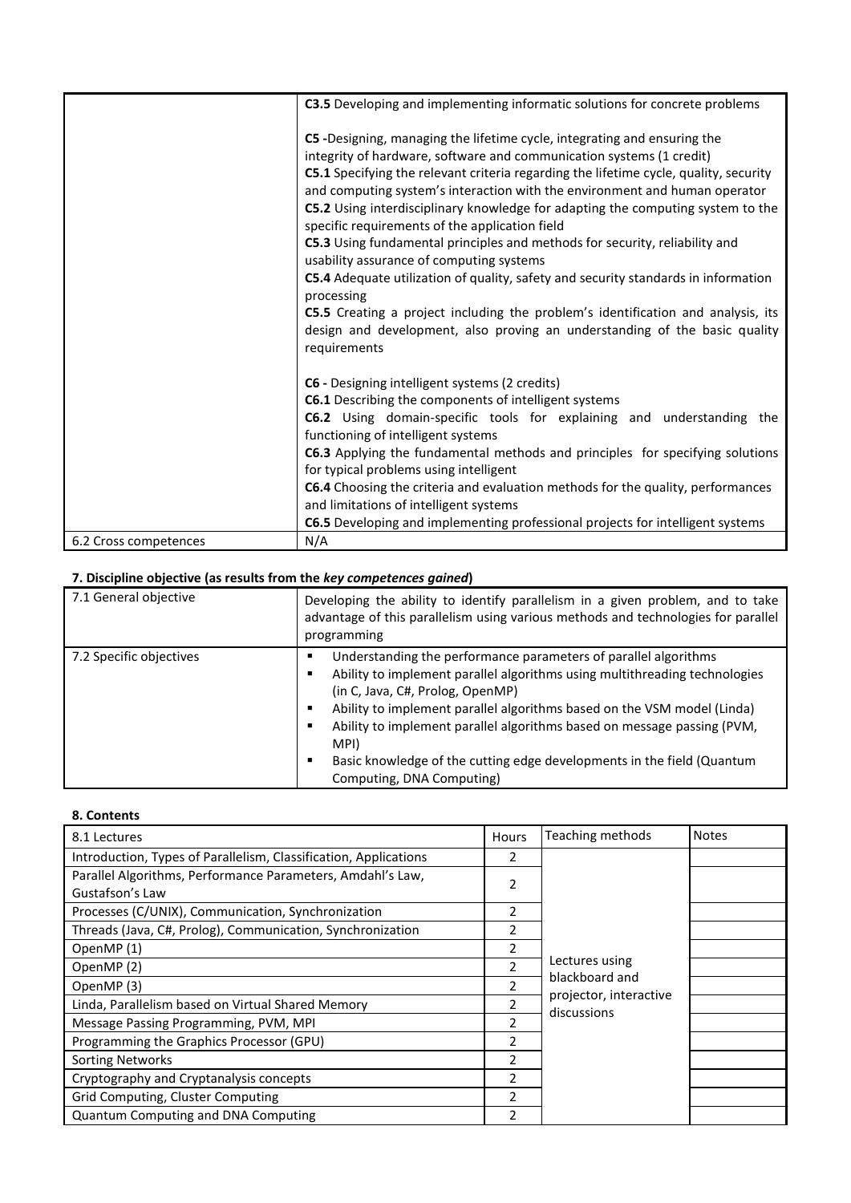| | |
|---|---|
| | **C3.5** Developing and implementing informatic solutions for concrete problems<br><br>**C5 -**Designing, managing the lifetime cycle, integrating and ensuring the integrity of hardware, software and communication systems (1 credit)<br>**C5.1** Specifying the relevant criteria regarding the lifetime cycle, quality, security and computing system's interaction with the environment and human operator<br>**C5.2** Using interdisciplinary knowledge for adapting the computing system to the specific requirements of the application field<br>**C5.3** Using fundamental principles and methods for security, reliability and usability assurance of computing systems<br>**C5.4** Adequate utilization of quality, safety and security standards in information processing<br>**C5.5** Creating a project including the problem's identification and analysis, its design and development, also proving an understanding of the basic quality requirements<br><br>**C6 -** Designing intelligent systems (2 credits)<br>**C6.1** Describing the components of intelligent systems<br>**C6.2** Using domain-specific tools for explaining and understanding the functioning of intelligent systems<br>**C6.3** Applying the fundamental methods and principles for specifying solutions for typical problems using intelligent<br>**C6.4** Choosing the criteria and evaluation methods for the quality, performances and limitations of intelligent systems<br>**C6.5** Developing and implementing professional projects for intelligent systems |
| 6.2 Cross competences | N/A |

### 7. Discipline objective (as results from the *key competences gained*)

| | |
|---|---|
| 7.1 General objective | Developing the ability to identify parallelism in a given problem, and to take advantage of this parallelism using various methods and technologies for parallel programming |
| 7.2 Specific objectives | ▪ Understanding the performance parameters of parallel algorithms<br>▪ Ability to implement parallel algorithms using multithreading technologies (in C, Java, C#, Prolog, OpenMP)<br>▪ Ability to implement parallel algorithms based on the VSM model (Linda)<br>▪ Ability to implement parallel algorithms based on message passing (PVM, MPI)<br>▪ Basic knowledge of the cutting edge developments in the field (Quantum Computing, DNA Computing) |

### 8. Contents

| 8.1 Lectures | Hours | Teaching methods | Notes |
|---|---|---|---|
| Introduction, Types of Parallelism, Classification, Applications | 2 | Lectures using blackboard and projector, interactive discussions | |
| Parallel Algorithms, Performance Parameters, Amdahl's Law, Gustafson's Law | 2 | | |
| Processes (C/UNIX), Communication, Synchronization | 2 | | |
| Threads (Java, C#, Prolog), Communication, Synchronization | 2 | | |
| OpenMP (1) | 2 | | |
| OpenMP (2) | 2 | | |
| OpenMP (3) | 2 | | |
| Linda, Parallelism based on Virtual Shared Memory | 2 | | |
| Message Passing Programming, PVM, MPI | 2 | | |
| Programming the Graphics Processor (GPU) | 2 | | |
| Sorting Networks | 2 | | |
| Cryptography and Cryptanalysis concepts | 2 | | |
| Grid Computing, Cluster Computing | 2 | | |
| Quantum Computing and DNA Computing | 2 | | |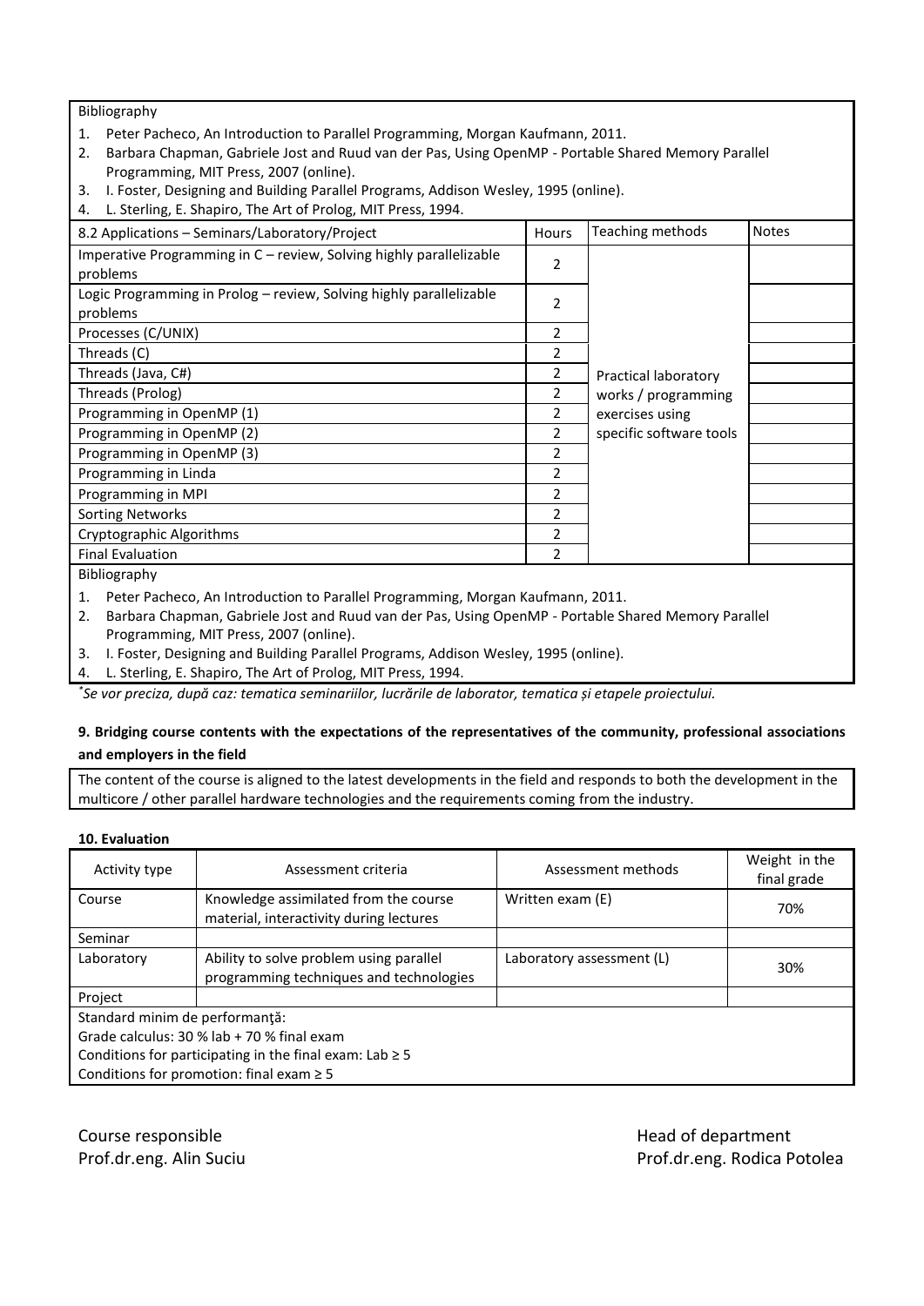Bibliography

1. Peter Pacheco, An Introduction to Parallel Programming, Morgan Kaufmann, 2011.
2. Barbara Chapman, Gabriele Jost and Ruud van der Pas, Using OpenMP - Portable Shared Memory Parallel Programming, MIT Press, 2007 (online).
3. I. Foster, Designing and Building Parallel Programs, Addison Wesley, 1995 (online).
4. L. Sterling, E. Shapiro, The Art of Prolog, MIT Press, 1994.

| 8.2 Applications – Seminars/Laboratory/Project | Hours | Teaching methods | Notes |
|---|---|---|---|
| Imperative Programming in C – review, Solving highly parallelizable problems | 2 | Practical laboratory works / programming exercises using specific software tools | |
| Logic Programming in Prolog – review, Solving highly parallelizable problems | 2 | | |
| Processes (C/UNIX) | 2 | | |
| Threads (C) | 2 | | |
| Threads (Java, C#) | 2 | | |
| Threads (Prolog) | 2 | | |
| Programming in OpenMP (1) | 2 | | |
| Programming in OpenMP (2) | 2 | | |
| Programming in OpenMP (3) | 2 | | |
| Programming in Linda | 2 | | |
| Programming in MPI | 2 | | |
| Sorting Networks | 2 | | |
| Cryptographic Algorithms | 2 | | |
| Final Evaluation | 2 | | |

Bibliography

1. Peter Pacheco, An Introduction to Parallel Programming, Morgan Kaufmann, 2011.
2. Barbara Chapman, Gabriele Jost and Ruud van der Pas, Using OpenMP - Portable Shared Memory Parallel Programming, MIT Press, 2007 (online).
3. I. Foster, Designing and Building Parallel Programs, Addison Wesley, 1995 (online).
4. L. Sterling, E. Shapiro, The Art of Prolog, MIT Press, 1994.

*[*] Se vor preciza, după caz: tematica seminariilor, lucrările de laborator, tematica și etapele proiectului.*

**9. Bridging course contents with the expectations of the representatives of the community, professional associations and employers in the field**

The content of the course is aligned to the latest developments in the field and responds to both the development in the multicore / other parallel hardware technologies and the requirements coming from the industry.

**10. Evaluation**

| Activity type | Assessment criteria | Assessment methods | Weight in the final grade |
|---|---|---|---|
| Course | Knowledge assimilated from the course material, interactivity during lectures | Written exam (E) | 70% |
| Seminar | | | |
| Laboratory | Ability to solve problem using parallel programming techniques and technologies | Laboratory assessment (L) | 30% |
| Project | | | |

Standard minim de performanţă:
Grade calculus: 30 % lab + 70 % final exam
Conditions for participating in the final exam: Lab ≥ 5
Conditions for promotion: final exam ≥ 5

Course responsible
Prof.dr.eng. Alin Suciu

Head of department
Prof.dr.eng. Rodica Potolea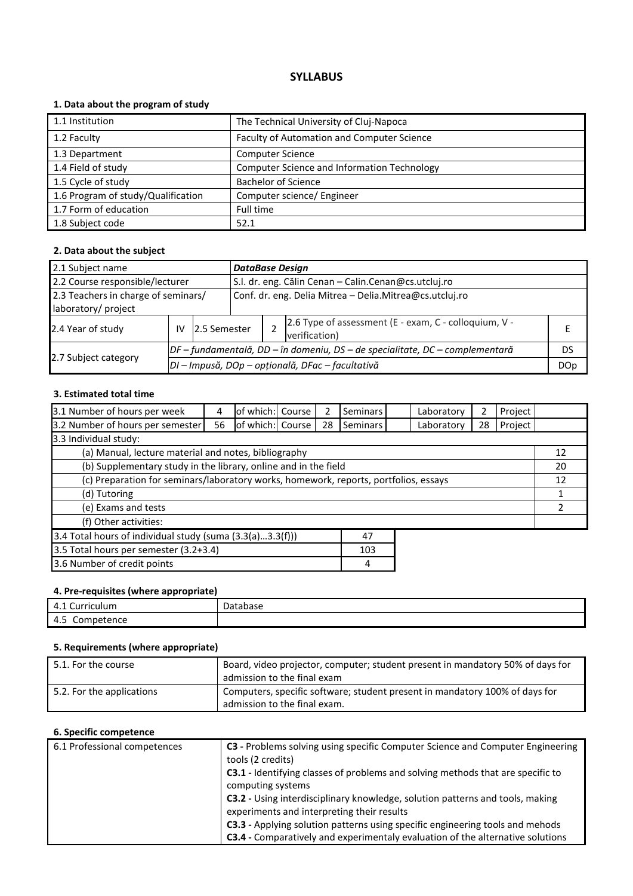# SYLLABUS

## 1. Data about the program of study

| | |
|---|---|
| 1.1 Institution | The Technical University of Cluj-Napoca |
| 1.2 Faculty | Faculty of Automation and Computer Science |
| 1.3 Department | Computer Science |
| 1.4 Field of study | Computer Science and Information Technology |
| 1.5 Cycle of study | Bachelor of Science |
| 1.6 Program of study/Qualification | Computer science/ Engineer |
| 1.7 Form of education | Full time |
| 1.8 Subject code | 52.1 |

## 2. Data about the subject

| | | | | | | |
|---|---|---|---|---|---|---|
| 2.1 Subject name | | ***DataBase Design*** | | | | |
| 2.2 Course responsible/lecturer | | S.l. dr. eng. Călin Cenan – Calin.Cenan@cs.utcluj.ro | | | | |
| 2.3 Teachers in charge of seminars/ laboratory/ project | | Conf. dr. eng. Delia Mitrea – Delia.Mitrea@cs.utcluj.ro | | | | |
| 2.4 Year of study | IV | 2.5 Semester | 2 | 2.6 Type of assessment (E - exam, C - colloquium, V - verification) | | E |
| 2.7 Subject category | *DF – fundamentală, DD – în domeniu, DS – de specialitate, DC – complementară* | | | | | DS |
| | *DI – Impusă, DOp – opțională, DFac – facultativă* | | | | | DOp |

## 3. Estimated total time

| | | | | | | | | | | |
|---|---|---|---|---|---|---|---|---|---|---|
| 3.1 Number of hours per week | 4 | of which: | Course | 2 | Seminars | | Laboratory | 2 | Project | |
| 3.2 Number of hours per semester | 56 | of which: | Course | 28 | Seminars | | Laboratory | 28 | Project | |
| 3.3 Individual study: | | | | | | | | | | |
| (a) Manual, lecture material and notes, bibliography | | | | | | | | | | 12 |
| (b) Supplementary study in the library, online and in the field | | | | | | | | | | 20 |
| (c) Preparation for seminars/laboratory works, homework, reports, portfolios, essays | | | | | | | | | | 12 |
| (d) Tutoring | | | | | | | | | | 1 |
| (e) Exams and tests | | | | | | | | | | 2 |
| (f) Other activities: | | | | | | | | | | |

| | |
|---|---|
| 3.4 Total hours of individual study (suma (3.3(a)...3.3(f))) | 47 |
| 3.5 Total hours per semester (3.2+3.4) | 103 |
| 3.6 Number of credit points | 4 |

## 4. Pre-requisites (where appropriate)

| | |
|---|---|
| 4.1 Curriculum | Database |
| 4.5 Competence | |

## 5. Requirements (where appropriate)

| | |
|---|---|
| 5.1. For the course | Board, video projector, computer; student present in mandatory 50% of days for admission to the final exam |
| 5.2. For the applications | Computers, specific software; student present in mandatory 100% of days for admission to the final exam. |

## 6. Specific competence

| | |
|---|---|
| 6.1 Professional competences | **C3 -** Problems solving using specific Computer Science and Computer Engineering tools (2 credits)<br>**C3.1 -** Identifying classes of problems and solving methods that are specific to computing systems<br>**C3.2 -** Using interdisciplinary knowledge, solution patterns and tools, making experiments and interpreting their results<br>**C3.3 -** Applying solution patterns using specific engineering tools and mehods<br>**C3.4 -** Comparatively and experimentaly evaluation of the alternative solutions |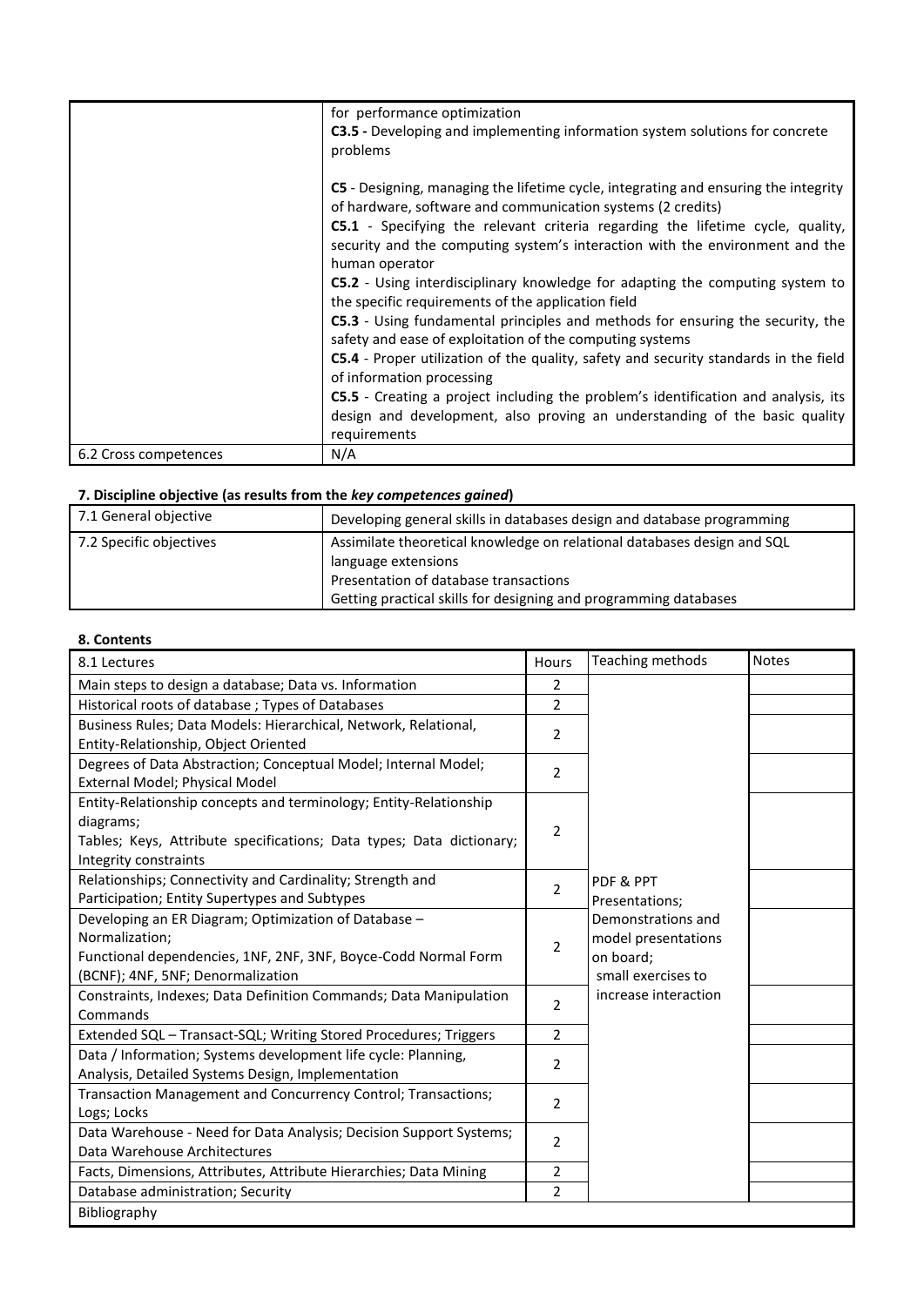| | for performance optimization<br>**C3.5 -** Developing and implementing information system solutions for concrete problems<br><br>**C5** - Designing, managing the lifetime cycle, integrating and ensuring the integrity of hardware, software and communication systems (2 credits)<br>**C5.1** - Specifying the relevant criteria regarding the lifetime cycle, quality, security and the computing system's interaction with the environment and the human operator<br>**C5.2** - Using interdisciplinary knowledge for adapting the computing system to the specific requirements of the application field<br>**C5.3** - Using fundamental principles and methods for ensuring the security, the safety and ease of exploitation of the computing systems<br>**C5.4** - Proper utilization of the quality, safety and security standards in the field of information processing<br>**C5.5** - Creating a project including the problem's identification and analysis, its design and development, also proving an understanding of the basic quality requirements |
|---|---|
| 6.2 Cross competences | N/A |

**7. Discipline objective (as results from the *key competences gained*)**

| 7.1 General objective | Developing general skills in databases design and database programming |
|---|---|
| 7.2 Specific objectives | Assimilate theoretical knowledge on relational databases design and SQL language extensions<br>Presentation of database transactions<br>Getting practical skills for designing and programming databases |

**8. Contents**

| 8.1 Lectures | Hours | Teaching methods | Notes |
|---|---|---|---|
| Main steps to design a database; Data vs. Information | 2 | PDF & PPT Presentations; Demonstrations and model presentations on board; small exercises to increase interaction | |
| Historical roots of database ; Types of Databases | 2 | | |
| Business Rules; Data Models: Hierarchical, Network, Relational, Entity-Relationship, Object Oriented | 2 | | |
| Degrees of Data Abstraction; Conceptual Model; Internal Model; External Model; Physical Model | 2 | | |
| Entity-Relationship concepts and terminology; Entity-Relationship diagrams;<br>Tables; Keys, Attribute specifications; Data types; Data dictionary; Integrity constraints | 2 | | |
| Relationships; Connectivity and Cardinality; Strength and Participation; Entity Supertypes and Subtypes | 2 | | |
| Developing an ER Diagram; Optimization of Database – Normalization;<br>Functional dependencies, 1NF, 2NF, 3NF, Boyce-Codd Normal Form (BCNF); 4NF, 5NF; Denormalization | 2 | | |
| Constraints, Indexes; Data Definition Commands; Data Manipulation Commands | 2 | | |
| Extended SQL – Transact-SQL; Writing Stored Procedures; Triggers | 2 | | |
| Data / Information; Systems development life cycle: Planning, Analysis, Detailed Systems Design, Implementation | 2 | | |
| Transaction Management and Concurrency Control; Transactions; Logs; Locks | 2 | | |
| Data Warehouse - Need for Data Analysis; Decision Support Systems; Data Warehouse Architectures | 2 | | |
| Facts, Dimensions, Attributes, Attribute Hierarchies; Data Mining | 2 | | |
| Database administration; Security | 2 | | |
| Bibliography | | | |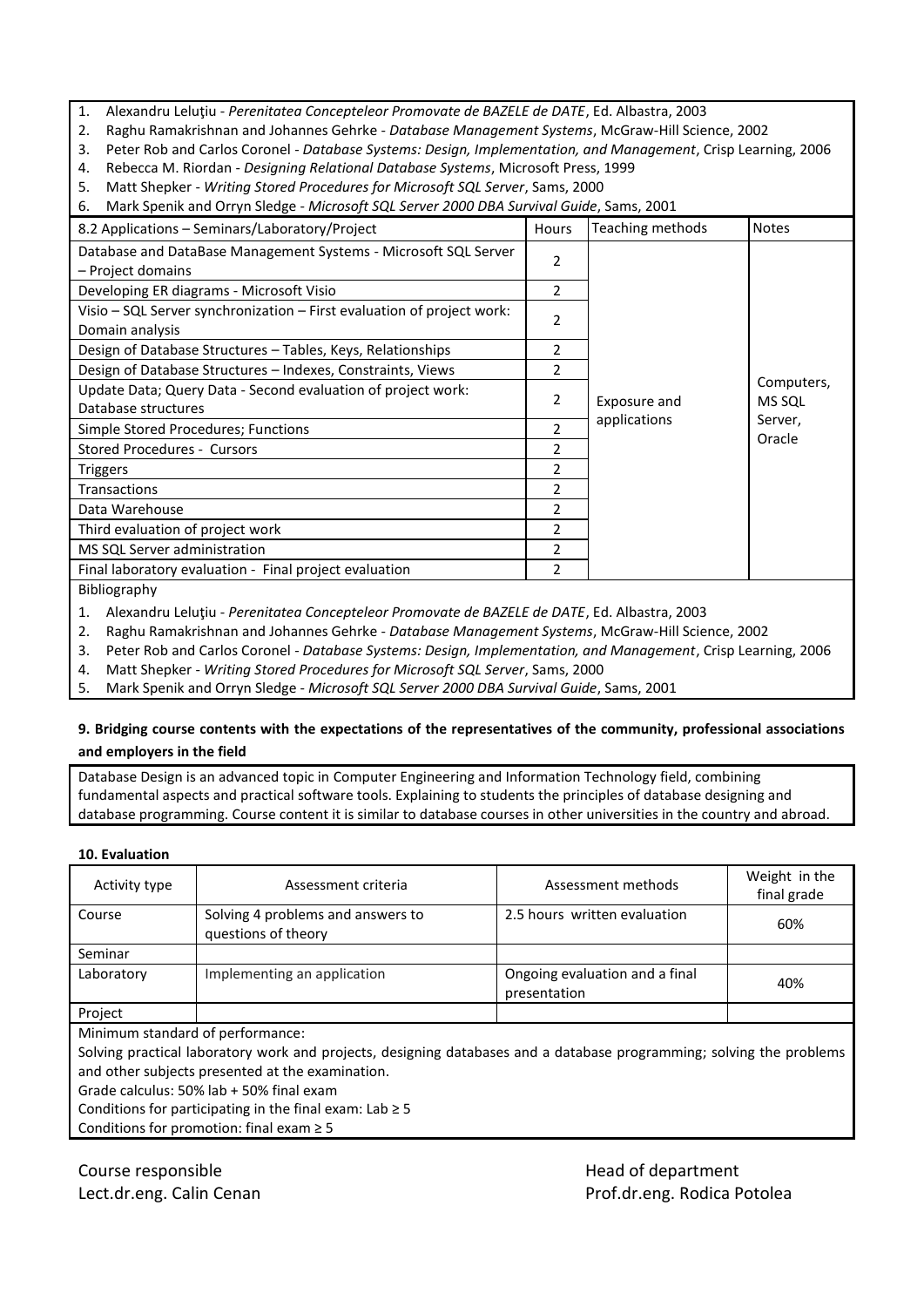1. Alexandru Leluţiu - *Perenitatea Concepteleor Promovate de BAZELE de DATE*, Ed. Albastra, 2003
2. Raghu Ramakrishnan and Johannes Gehrke - *Database Management Systems*, McGraw-Hill Science, 2002
3. Peter Rob and Carlos Coronel - *Database Systems: Design, Implementation, and Management*, Crisp Learning, 2006
4. Rebecca M. Riordan - *Designing Relational Database Systems*, Microsoft Press, 1999
5. Matt Shepker - *Writing Stored Procedures for Microsoft SQL Server*, Sams, 2000
6. Mark Spenik and Orryn Sledge - *Microsoft SQL Server 2000 DBA Survival Guide*, Sams, 2001

| 8.2 Applications – Seminars/Laboratory/Project | Hours | Teaching methods | Notes |
|---|---|---|---|
| Database and DataBase Management Systems - Microsoft SQL Server – Project domains | 2 | Exposure and applications | Computers, MS SQL Server, Oracle |
| Developing ER diagrams - Microsoft Visio | 2 | | |
| Visio – SQL Server synchronization – First evaluation of project work: Domain analysis | 2 | | |
| Design of Database Structures – Tables, Keys, Relationships | 2 | | |
| Design of Database Structures – Indexes, Constraints, Views | 2 | | |
| Update Data; Query Data - Second evaluation of project work: Database structures | 2 | | |
| Simple Stored Procedures; Functions | 2 | | |
| Stored Procedures - Cursors | 2 | | |
| Triggers | 2 | | |
| Transactions | 2 | | |
| Data Warehouse | 2 | | |
| Third evaluation of project work | 2 | | |
| MS SQL Server administration | 2 | | |
| Final laboratory evaluation - Final project evaluation | 2 | | |

Bibliography

1. Alexandru Leluţiu - *Perenitatea Concepteleor Promovate de BAZELE de DATE*, Ed. Albastra, 2003
2. Raghu Ramakrishnan and Johannes Gehrke - *Database Management Systems*, McGraw-Hill Science, 2002
3. Peter Rob and Carlos Coronel - *Database Systems: Design, Implementation, and Management*, Crisp Learning, 2006
4. Matt Shepker - *Writing Stored Procedures for Microsoft SQL Server*, Sams, 2000
5. Mark Spenik and Orryn Sledge - *Microsoft SQL Server 2000 DBA Survival Guide*, Sams, 2001

**9. Bridging course contents with the expectations of the representatives of the community, professional associations and employers in the field**

Database Design is an advanced topic in Computer Engineering and Information Technology field, combining fundamental aspects and practical software tools. Explaining to students the principles of database designing and database programming. Course content it is similar to database courses in other universities in the country and abroad.

**10. Evaluation**

| Activity type | Assessment criteria | Assessment methods | Weight in the final grade |
|---|---|---|---|
| Course | Solving 4 problems and answers to questions of theory | 2.5 hours written evaluation | 60% |
| Seminar | | | |
| Laboratory | Implementing an application | Ongoing evaluation and a final presentation | 40% |
| Project | | | |

Minimum standard of performance:
Solving practical laboratory work and projects, designing databases and a database programming; solving the problems and other subjects presented at the examination.
Grade calculus: 50% lab + 50% final exam
Conditions for participating in the final exam: Lab ≥ 5
Conditions for promotion: final exam ≥ 5

Course responsible
Lect.dr.eng. Calin Cenan

Head of department
Prof.dr.eng. Rodica Potolea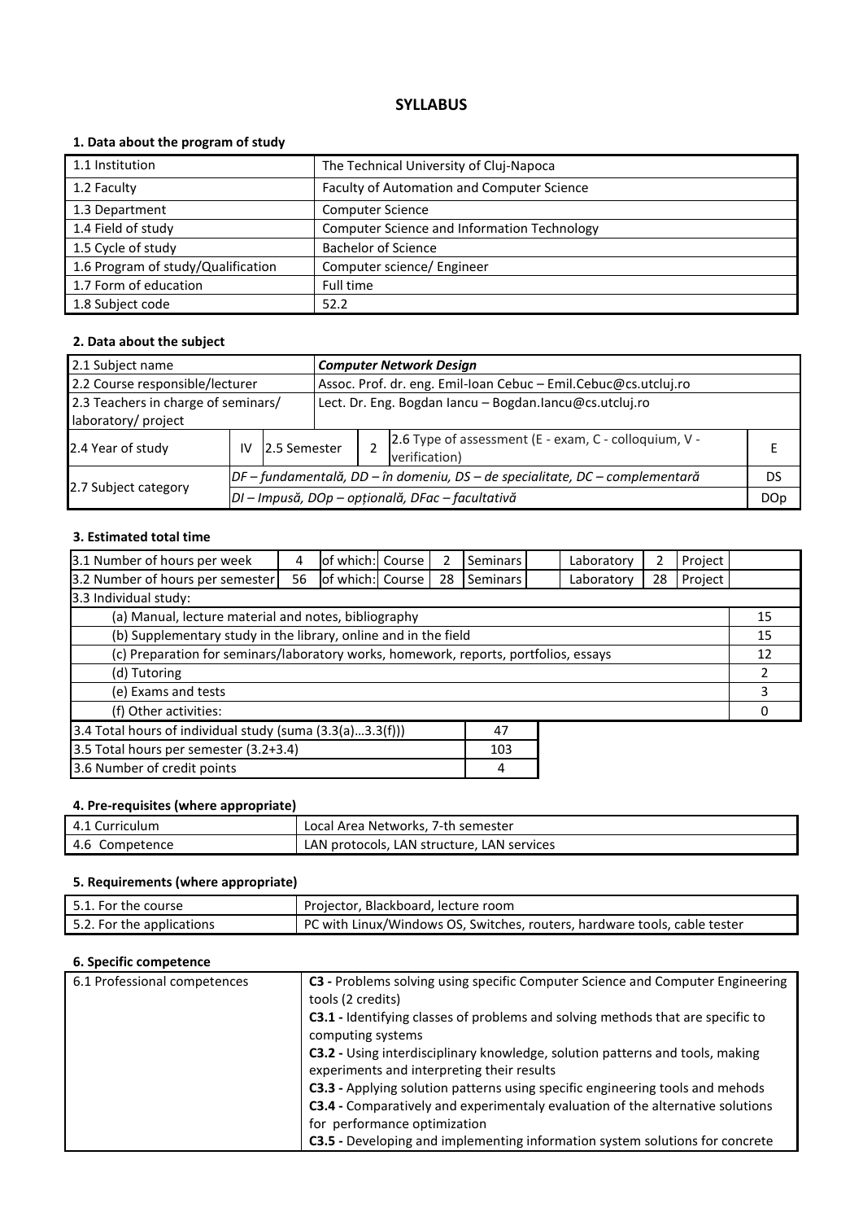# SYLLABUS

### 1. Data about the program of study

| | |
|---|---|
| 1.1 Institution | The Technical University of Cluj-Napoca |
| 1.2 Faculty | Faculty of Automation and Computer Science |
| 1.3 Department | Computer Science |
| 1.4 Field of study | Computer Science and Information Technology |
| 1.5 Cycle of study | Bachelor of Science |
| 1.6 Program of study/Qualification | Computer science/ Engineer |
| 1.7 Form of education | Full time |
| 1.8 Subject code | 52.2 |

### 2. Data about the subject

| | | | | | | |
|---|---|---|---|---|---|---|
| 2.1 Subject name | | | ***Computer Network Design*** | | | |
| 2.2 Course responsible/lecturer | | | Assoc. Prof. dr. eng. Emil-Ioan Cebuc – Emil.Cebuc@cs.utcluj.ro | | | |
| 2.3 Teachers in charge of seminars/ laboratory/ project | | | Lect. Dr. Eng. Bogdan Iancu – Bogdan.Iancu@cs.utcluj.ro | | | |
| 2.4 Year of study | IV | 2.5 Semester | 2 | 2.6 Type of assessment (E - exam, C - colloquium, V - verification) | | E |
| 2.7 Subject category | *DF – fundamentală, DD – în domeniu, DS – de specialitate, DC – complementară* | | | | | DS |
| | *DI – Impusă, DOp – opțională, DFac – facultativă* | | | | | DOp |

### 3. Estimated total time

| | | | | | | | | | |
|---|---|---|---|---|---|---|---|---|---|
| 3.1 Number of hours per week | 4 | of which: Course | 2 | Seminars | | Laboratory | 2 | Project | |
| 3.2 Number of hours per semester | 56 | of which: Course | 28 | Seminars | | Laboratory | 28 | Project | |
| 3.3 Individual study: | | | | | | | | | |
| (a) Manual, lecture material and notes, bibliography | | | | | | | | | 15 |
| (b) Supplementary study in the library, online and in the field | | | | | | | | | 15 |
| (c) Preparation for seminars/laboratory works, homework, reports, portfolios, essays | | | | | | | | | 12 |
| (d) Tutoring | | | | | | | | | 2 |
| (e) Exams and tests | | | | | | | | | 3 |
| (f) Other activities: | | | | | | | | | 0 |

| | |
|---|---|
| 3.4 Total hours of individual study (suma (3.3(a)…3.3(f))) | 47 |
| 3.5 Total hours per semester (3.2+3.4) | 103 |
| 3.6 Number of credit points | 4 |

### 4. Pre-requisites (where appropriate)

| | |
|---|---|
| 4.1 Curriculum | Local Area Networks, 7-th semester |
| 4.6 Competence | LAN protocols, LAN structure, LAN services |

### 5. Requirements (where appropriate)

| | |
|---|---|
| 5.1. For the course | Projector, Blackboard, lecture room |
| 5.2. For the applications | PC with Linux/Windows OS, Switches, routers, hardware tools, cable tester |

### 6. Specific competence

| | |
|---|---|
| 6.1 Professional competences | **C3 -** Problems solving using specific Computer Science and Computer Engineering tools (2 credits)<br>**C3.1 -** Identifying classes of problems and solving methods that are specific to computing systems<br>**C3.2 -** Using interdisciplinary knowledge, solution patterns and tools, making experiments and interpreting their results<br>**C3.3 -** Applying solution patterns using specific engineering tools and mehods<br>**C3.4 -** Comparatively and experimentaly evaluation of the alternative solutions for performance optimization<br>**C3.5 -** Developing and implementing information system solutions for concrete |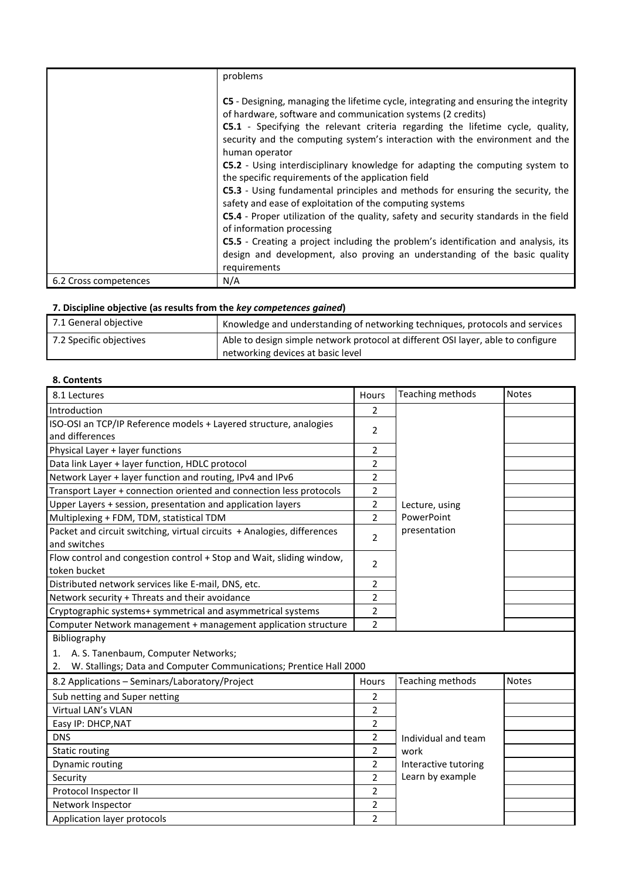| | |
|---|---|
| | problems<br><br>**C5** - Designing, managing the lifetime cycle, integrating and ensuring the integrity of hardware, software and communication systems (2 credits)<br>**C5.1** - Specifying the relevant criteria regarding the lifetime cycle, quality, security and the computing system's interaction with the environment and the human operator<br>**C5.2** - Using interdisciplinary knowledge for adapting the computing system to the specific requirements of the application field<br>**C5.3** - Using fundamental principles and methods for ensuring the security, the safety and ease of exploitation of the computing systems<br>**C5.4** - Proper utilization of the quality, safety and security standards in the field of information processing<br>**C5.5** - Creating a project including the problem's identification and analysis, its design and development, also proving an understanding of the basic quality requirements |
| 6.2 Cross competences | N/A |

#### 7. Discipline objective (as results from the *key competences gained*)

| | |
|---|---|
| 7.1 General objective | Knowledge and understanding of networking techniques, protocols and services |
| 7.2 Specific objectives | Able to design simple network protocol at different OSI layer, able to configure networking devices at basic level |

#### 8. Contents

| 8.1 Lectures | Hours | Teaching methods | Notes |
|---|---|---|---|
| Introduction | 2 | Lecture, using PowerPoint presentation | |
| ISO-OSI an TCP/IP Reference models + Layered structure, analogies and differences | 2 | | |
| Physical Layer + layer functions | 2 | | |
| Data link Layer + layer function, HDLC protocol | 2 | | |
| Network Layer + layer function and routing, IPv4 and IPv6 | 2 | | |
| Transport Layer + connection oriented and connection less protocols | 2 | | |
| Upper Layers + session, presentation and application layers | 2 | | |
| Multiplexing + FDM, TDM, statistical TDM | 2 | | |
| Packet and circuit switching, virtual circuits + Analogies, differences and switches | 2 | | |
| Flow control and congestion control + Stop and Wait, sliding window, token bucket | 2 | | |
| Distributed network services like E-mail, DNS, etc. | 2 | | |
| Network security + Threats and their avoidance | 2 | | |
| Cryptographic systems+ symmetrical and asymmetrical systems | 2 | | |
| Computer Network management + management application structure | 2 | | |

Bibliography

1. A. S. Tanenbaum, Computer Networks;
2. W. Stallings; Data and Computer Communications; Prentice Hall 2000

| 8.2 Applications – Seminars/Laboratory/Project | Hours | Teaching methods | Notes |
|---|---|---|---|
| Sub netting and Super netting | 2 | Individual and team work<br>Interactive tutoring<br>Learn by example | |
| Virtual LAN's VLAN | 2 | | |
| Easy IP: DHCP,NAT | 2 | | |
| DNS | 2 | | |
| Static routing | 2 | | |
| Dynamic routing | 2 | | |
| Security | 2 | | |
| Protocol Inspector II | 2 | | |
| Network Inspector | 2 | | |
| Application layer protocols | 2 | | |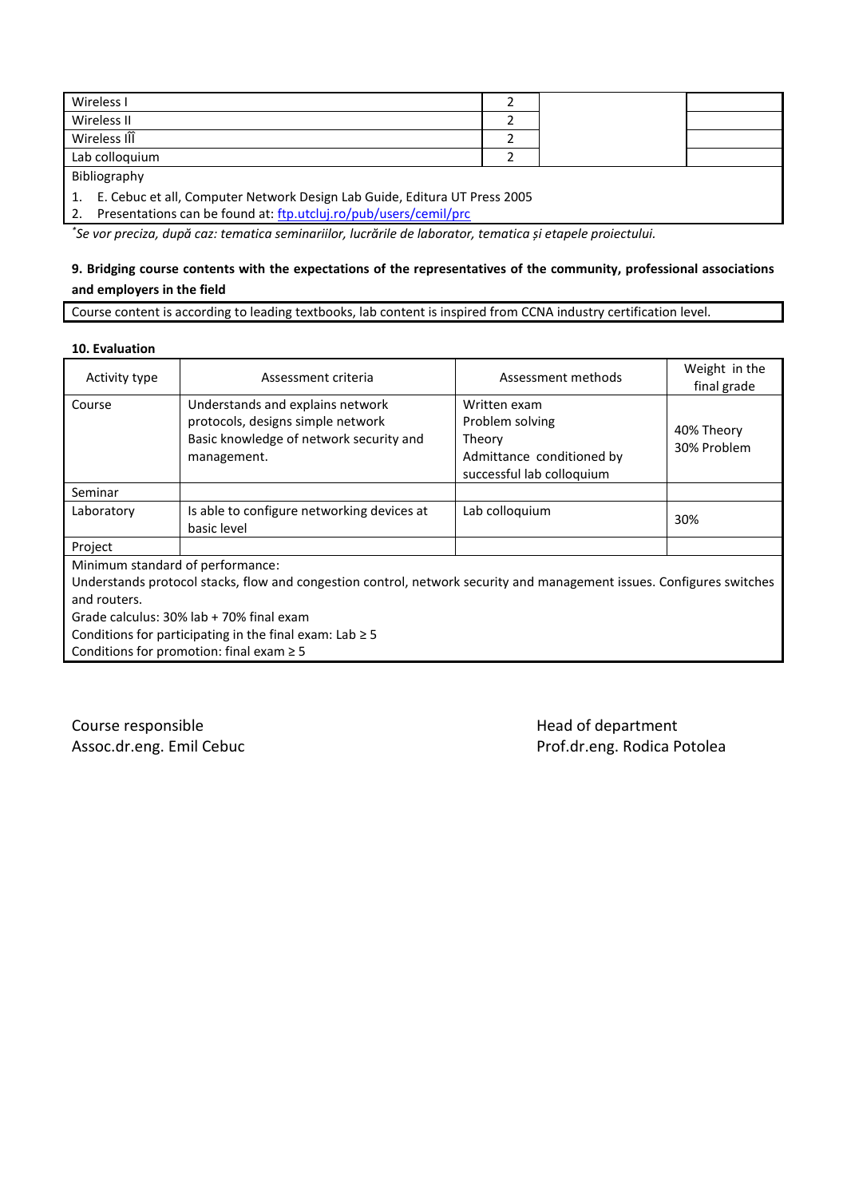| | | | |
|---|---|---|---|
| Wireless I | 2 | | |
| Wireless II | 2 | | |
| Wireless III | 2 | | |
| Lab colloquium | 2 | | |

Bibliography

1. E. Cebuc et all, Computer Network Design Lab Guide, Editura UT Press 2005
2. Presentations can be found at: ftp.utcluj.ro/pub/users/cemil/prc

*Se vor preciza, după caz: tematica seminariilor, lucrările de laborator, tematica și etapele proiectului.*

**9. Bridging course contents with the expectations of the representatives of the community, professional associations and employers in the field**

Course content is according to leading textbooks, lab content is inspired from CCNA industry certification level.

**10. Evaluation**

| Activity type | Assessment criteria | Assessment methods | Weight in the final grade |
|---|---|---|---|
| Course | Understands and explains network protocols, designs simple network Basic knowledge of network security and management. | Written exam<br>Problem solving<br>Theory<br>Admittance conditioned by successful lab colloquium | 40% Theory<br>30% Problem |
| Seminar | | | |
| Laboratory | Is able to configure networking devices at basic level | Lab colloquium | 30% |
| Project | | | |

Minimum standard of performance:
Understands protocol stacks, flow and congestion control, network security and management issues. Configures switches and routers.
Grade calculus: 30% lab + 70% final exam
Conditions for participating in the final exam: Lab ≥ 5
Conditions for promotion: final exam ≥ 5

Course responsible
Assoc.dr.eng. Emil Cebuc

Head of department
Prof.dr.eng. Rodica Potolea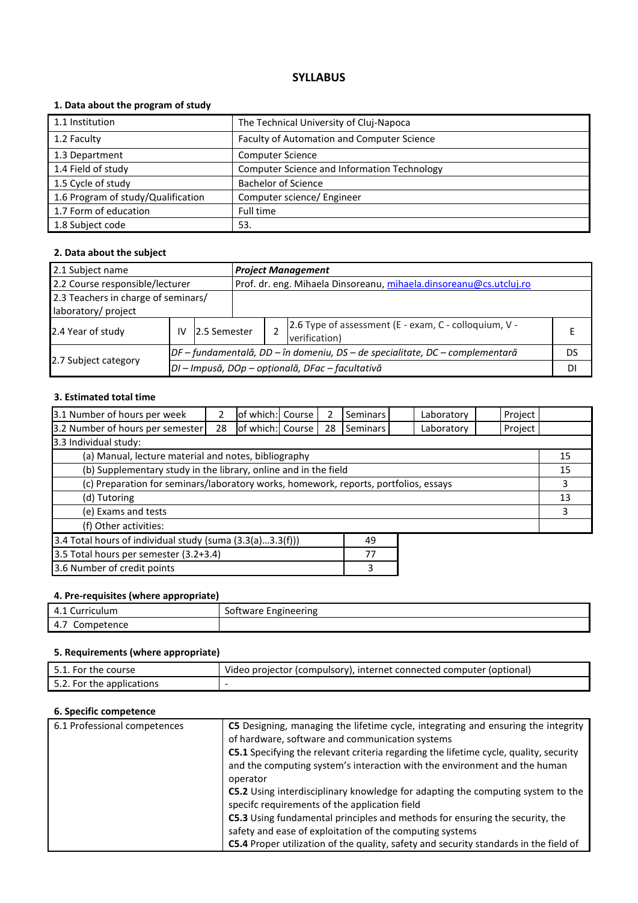## SYLLABUS

### 1. Data about the program of study

| | |
|---|---|
| 1.1 Institution | The Technical University of Cluj-Napoca |
| 1.2 Faculty | Faculty of Automation and Computer Science |
| 1.3 Department | Computer Science |
| 1.4 Field of study | Computer Science and Information Technology |
| 1.5 Cycle of study | Bachelor of Science |
| 1.6 Program of study/Qualification | Computer science/ Engineer |
| 1.7 Form of education | Full time |
| 1.8 Subject code | 53. |

### 2. Data about the subject

| | | | | | |
|---|---|---|---|---|---|
| 2.1 Subject name | ***Project Management*** | | | | |
| 2.2 Course responsible/lecturer | Prof. dr. eng. Mihaela Dinsoreanu, mihaela.dinsoreanu@cs.utcluj.ro | | | | |
| 2.3 Teachers in charge of seminars/ laboratory/ project | | | | | |
| 2.4 Year of study | IV | 2.5 Semester | 2 | 2.6 Type of assessment (E - exam, C - colloquium, V - verification) | E |
| 2.7 Subject category | *DF – fundamentală, DD – în domeniu, DS – de specialitate, DC – complementară* | | | | DS |
| | *DI – Impusă, DOp – opțională, DFac – facultativă* | | | | DI |

### 3. Estimated total time

| | | | | | | | | | | | |
|---|---|---|---|---|---|---|---|---|---|---|---|
| 3.1 Number of hours per week | 2 | of which: | Course | 2 | Seminars | | Laboratory | | Project | | |
| 3.2 Number of hours per semester | 28 | of which: | Course | 28 | Seminars | | Laboratory | | Project | | |
| 3.3 Individual study: | | | | | | | | | | | |
| (a) Manual, lecture material and notes, bibliography | | | | | | | | | | | 15 |
| (b) Supplementary study in the library, online and in the field | | | | | | | | | | | 15 |
| (c) Preparation for seminars/laboratory works, homework, reports, portfolios, essays | | | | | | | | | | | 3 |
| (d) Tutoring | | | | | | | | | | | 13 |
| (e) Exams and tests | | | | | | | | | | | 3 |
| (f) Other activities: | | | | | | | | | | | |

| | |
|---|---|
| 3.4 Total hours of individual study (suma (3.3(a)...3.3(f))) | 49 |
| 3.5 Total hours per semester (3.2+3.4) | 77 |
| 3.6 Number of credit points | 3 |

### 4. Pre-requisites (where appropriate)

| | |
|---|---|
| 4.1 Curriculum | Software Engineering |
| 4.7 Competence | |

### 5. Requirements (where appropriate)

| | |
|---|---|
| 5.1. For the course | Video projector (compulsory), internet connected computer (optional) |
| 5.2. For the applications | - |

### 6. Specific competence

| | |
|---|---|
| 6.1 Professional competences | **C5** Designing, managing the lifetime cycle, integrating and ensuring the integrity of hardware, software and communication systems<br>**C5.1** Specifying the relevant criteria regarding the lifetime cycle, quality, security and the computing system's interaction with the environment and the human operator<br>**C5.2** Using interdisciplinary knowledge for adapting the computing system to the specifc requirements of the application field<br>**C5.3** Using fundamental principles and methods for ensuring the security, the safety and ease of exploitation of the computing systems<br>**C5.4** Proper utilization of the quality, safety and security standards in the field of |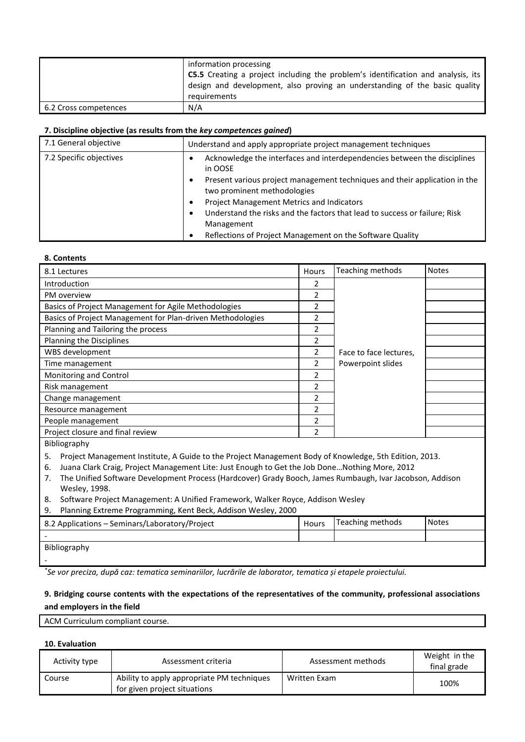| | |
|---|---|
| | information processing<br>**C5.5** Creating a project including the problem's identification and analysis, its design and development, also proving an understanding of the basic quality requirements |
| 6.2 Cross competences | N/A |

### 7. Discipline objective (as results from the *key competences gained*)

| | |
|---|---|
| 7.1 General objective | Understand and apply appropriate project management techniques |
| 7.2 Specific objectives | • Acknowledge the interfaces and interdependencies between the disciplines in OOSE<br>• Present various project management techniques and their application in the two prominent methodologies<br>• Project Management Metrics and Indicators<br>• Understand the risks and the factors that lead to success or failure; Risk Management<br>• Reflections of Project Management on the Software Quality |

### 8. Contents

| 8.1 Lectures | Hours | Teaching methods | Notes |
|---|---|---|---|
| Introduction | 2 | Face to face lectures, Powerpoint slides | |
| PM overview | 2 | | |
| Basics of Project Management for Agile Methodologies | 2 | | |
| Basics of Project Management for Plan-driven Methodologies | 2 | | |
| Planning and Tailoring the process | 2 | | |
| Planning the Disciplines | 2 | | |
| WBS development | 2 | | |
| Time management | 2 | | |
| Monitoring and Control | 2 | | |
| Risk management | 2 | | |
| Change management | 2 | | |
| Resource management | 2 | | |
| People management | 2 | | |
| Project closure and final review | 2 | | |

Bibliography

5. Project Management Institute, A Guide to the Project Management Body of Knowledge, 5th Edition, 2013.
6. Juana Clark Craig, Project Management Lite: Just Enough to Get the Job Done…Nothing More, 2012
7. The Unified Software Development Process (Hardcover) Grady Booch, James Rumbaugh, Ivar Jacobson, Addison Wesley, 1998.
8. Software Project Management: A Unified Framework, Walker Royce, Addison Wesley
9. Planning Extreme Programming, Kent Beck, Addison Wesley, 2000

| 8.2 Applications – Seminars/Laboratory/Project | Hours | Teaching methods | Notes |
|---|---|---|---|
| - | | | |

Bibliography

-

*Se vor preciza, după caz: tematica seminariilor, lucrările de laborator, tematica și etapele proiectului.*

### 9. Bridging course contents with the expectations of the representatives of the community, professional associations and employers in the field

ACM Curriculum compliant course.

### 10. Evaluation

| Activity type | Assessment criteria | Assessment methods | Weight in the final grade |
|---|---|---|---|
| Course | Ability to apply appropriate PM techniques for given project situations | Written Exam | 100% |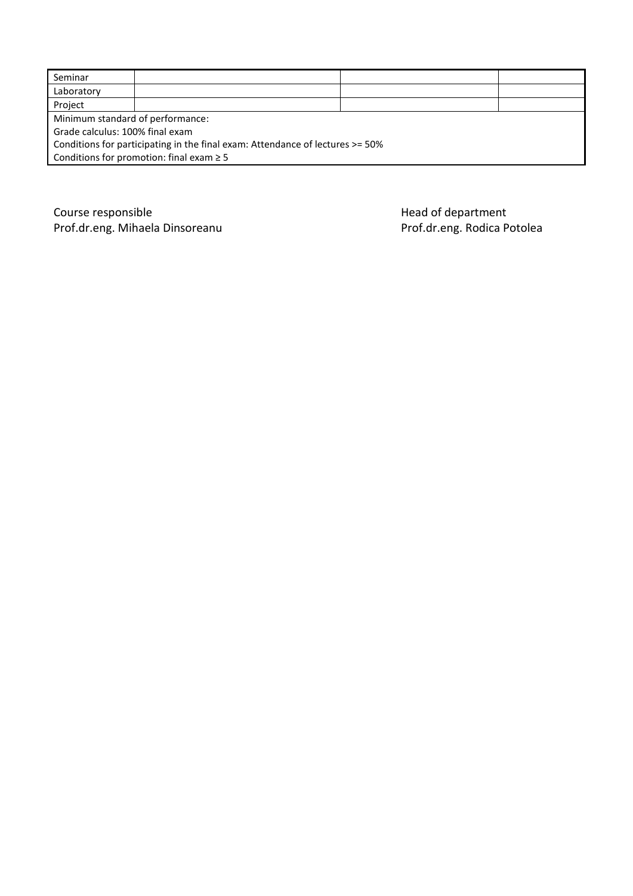| | | | |
|---|---|---|---|
| Seminar | | | |
| Laboratory | | | |
| Project | | | |
| Minimum standard of performance:<br>Grade calculus: 100% final exam<br>Conditions for participating in the final exam: Attendance of lectures >= 50%<br>Conditions for promotion: final exam ≥ 5 | | | |

Course responsible
Prof.dr.eng. Mihaela Dinsoreanu

Head of department
Prof.dr.eng. Rodica Potolea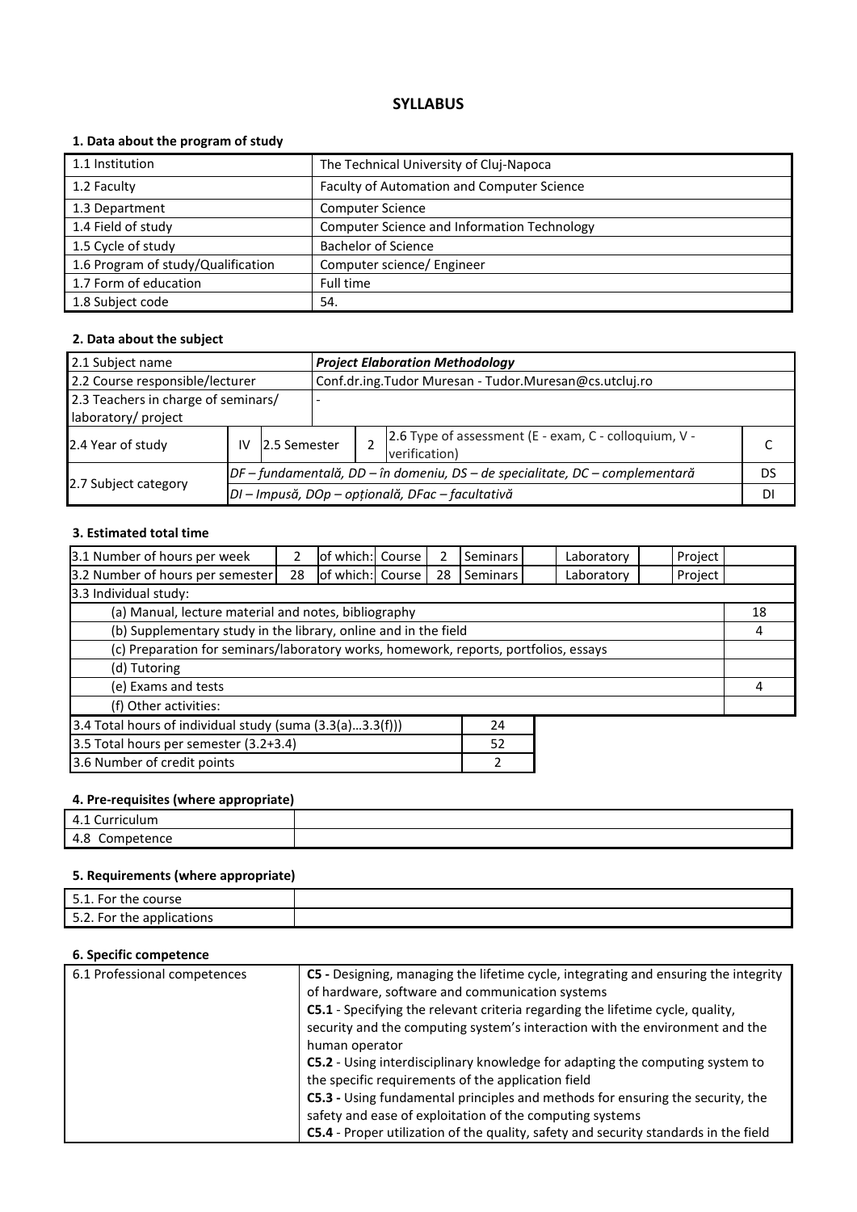## SYLLABUS

### 1. Data about the program of study

| | |
|---|---|
| 1.1 Institution | The Technical University of Cluj-Napoca |
| 1.2 Faculty | Faculty of Automation and Computer Science |
| 1.3 Department | Computer Science |
| 1.4 Field of study | Computer Science and Information Technology |
| 1.5 Cycle of study | Bachelor of Science |
| 1.6 Program of study/Qualification | Computer science/ Engineer |
| 1.7 Form of education | Full time |
| 1.8 Subject code | 54. |

### 2. Data about the subject

| | | | | | | |
|---|---|---|---|---|---|---|
| 2.1 Subject name | ***Project Elaboration Methodology*** | | | | | |
| 2.2 Course responsible/lecturer | Conf.dr.ing.Tudor Muresan - Tudor.Muresan@cs.utcluj.ro | | | | | |
| 2.3 Teachers in charge of seminars/ laboratory/ project | - | | | | | |
| 2.4 Year of study | IV | 2.5 Semester | 2 | 2.6 Type of assessment (E - exam, C - colloquium, V - verification) | | C |
| 2.7 Subject category | *DF – fundamentală, DD – în domeniu, DS – de specialitate, DC – complementară* | | | | | DS |
| | *DI – Impusă, DOp – opțională, DFac – facultativă* | | | | | DI |

### 3. Estimated total time

| | | | | | | | | | | |
|---|---|---|---|---|---|---|---|---|---|---|
| 3.1 Number of hours per week | 2 | of which: | Course | 2 | Seminars | | Laboratory | | Project | |
| 3.2 Number of hours per semester | 28 | of which: | Course | 28 | Seminars | | Laboratory | | Project | |
| 3.3 Individual study: | | | | | | | | | | |
| (a) Manual, lecture material and notes, bibliography | | | | | | | | | | 18 |
| (b) Supplementary study in the library, online and in the field | | | | | | | | | | 4 |
| (c) Preparation for seminars/laboratory works, homework, reports, portfolios, essays | | | | | | | | | | |
| (d) Tutoring | | | | | | | | | | |
| (e) Exams and tests | | | | | | | | | | 4 |
| (f) Other activities: | | | | | | | | | | |

| | |
|---|---|
| 3.4 Total hours of individual study (suma (3.3(a)…3.3(f))) | 24 |
| 3.5 Total hours per semester (3.2+3.4) | 52 |
| 3.6 Number of credit points | 2 |

### 4. Pre-requisites (where appropriate)

| | |
|---|---|
| 4.1 Curriculum | |
| 4.8 Competence | |

### 5. Requirements (where appropriate)

| | |
|---|---|
| 5.1. For the course | |
| 5.2. For the applications | |

### 6. Specific competence

| | |
|---|---|
| 6.1 Professional competences | **C5 -** Designing, managing the lifetime cycle, integrating and ensuring the integrity of hardware, software and communication systems<br>**C5.1** - Specifying the relevant criteria regarding the lifetime cycle, quality, security and the computing system's interaction with the environment and the human operator<br>**C5.2** - Using interdisciplinary knowledge for adapting the computing system to the specific requirements of the application field<br>**C5.3 -** Using fundamental principles and methods for ensuring the security, the safety and ease of exploitation of the computing systems<br>**C5.4** - Proper utilization of the quality, safety and security standards in the field |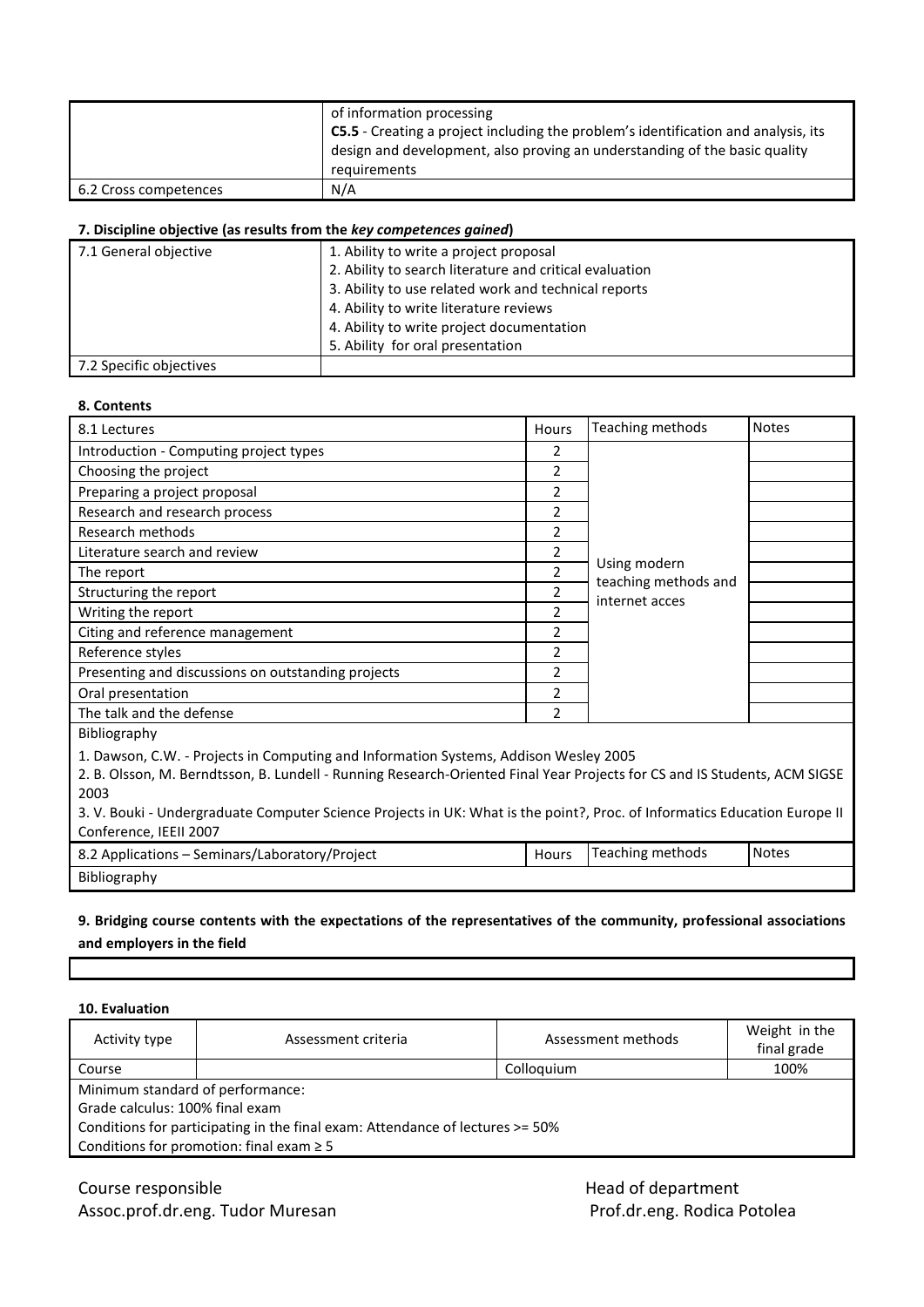| | of information processing<br>**C5.5** - Creating a project including the problem's identification and analysis, its design and development, also proving an understanding of the basic quality requirements |
|---|---|
| 6.2 Cross competences | N/A |

### 7. Discipline objective (as results from the *key competences gained*)

| 7.1 General objective | 1. Ability to write a project proposal<br>2. Ability to search literature and critical evaluation<br>3. Ability to use related work and technical reports<br>4. Ability to write literature reviews<br>4. Ability to write project documentation<br>5. Ability for oral presentation |
|---|---|
| 7.2 Specific objectives | |

### 8. Contents

| 8.1 Lectures | Hours | Teaching methods | Notes |
|---|---|---|---|
| Introduction - Computing project types | 2 | Using modern teaching methods and internet acces | |
| Choosing the project | 2 | | |
| Preparing a project proposal | 2 | | |
| Research and research process | 2 | | |
| Research methods | 2 | | |
| Literature search and review | 2 | | |
| The report | 2 | | |
| Structuring the report | 2 | | |
| Writing the report | 2 | | |
| Citing and reference management | 2 | | |
| Reference styles | 2 | | |
| Presenting and discussions on outstanding projects | 2 | | |
| Oral presentation | 2 | | |
| The talk and the defense | 2 | | |

Bibliography

1. Dawson, C.W. - Projects in Computing and Information Systems, Addison Wesley 2005
2. B. Olsson, M. Berndtsson, B. Lundell - Running Research-Oriented Final Year Projects for CS and IS Students, ACM SIGSE 2003
3. V. Bouki - Undergraduate Computer Science Projects in UK: What is the point?, Proc. of Informatics Education Europe II Conference, IEEII 2007

| 8.2 Applications – Seminars/Laboratory/Project | Hours | Teaching methods | Notes |
|---|---|---|---|

Bibliography

### 9. Bridging course contents with the expectations of the representatives of the community, professional associations and employers in the field

### 10. Evaluation

| Activity type | Assessment criteria | Assessment methods | Weight in the final grade |
|---|---|---|---|
| Course | | Colloquium | 100% |

Minimum standard of performance:
Grade calculus: 100% final exam
Conditions for participating in the final exam: Attendance of lectures >= 50%
Conditions for promotion: final exam ≥ 5

Course responsible
Assoc.prof.dr.eng. Tudor Muresan

Head of department
Prof.dr.eng. Rodica Potolea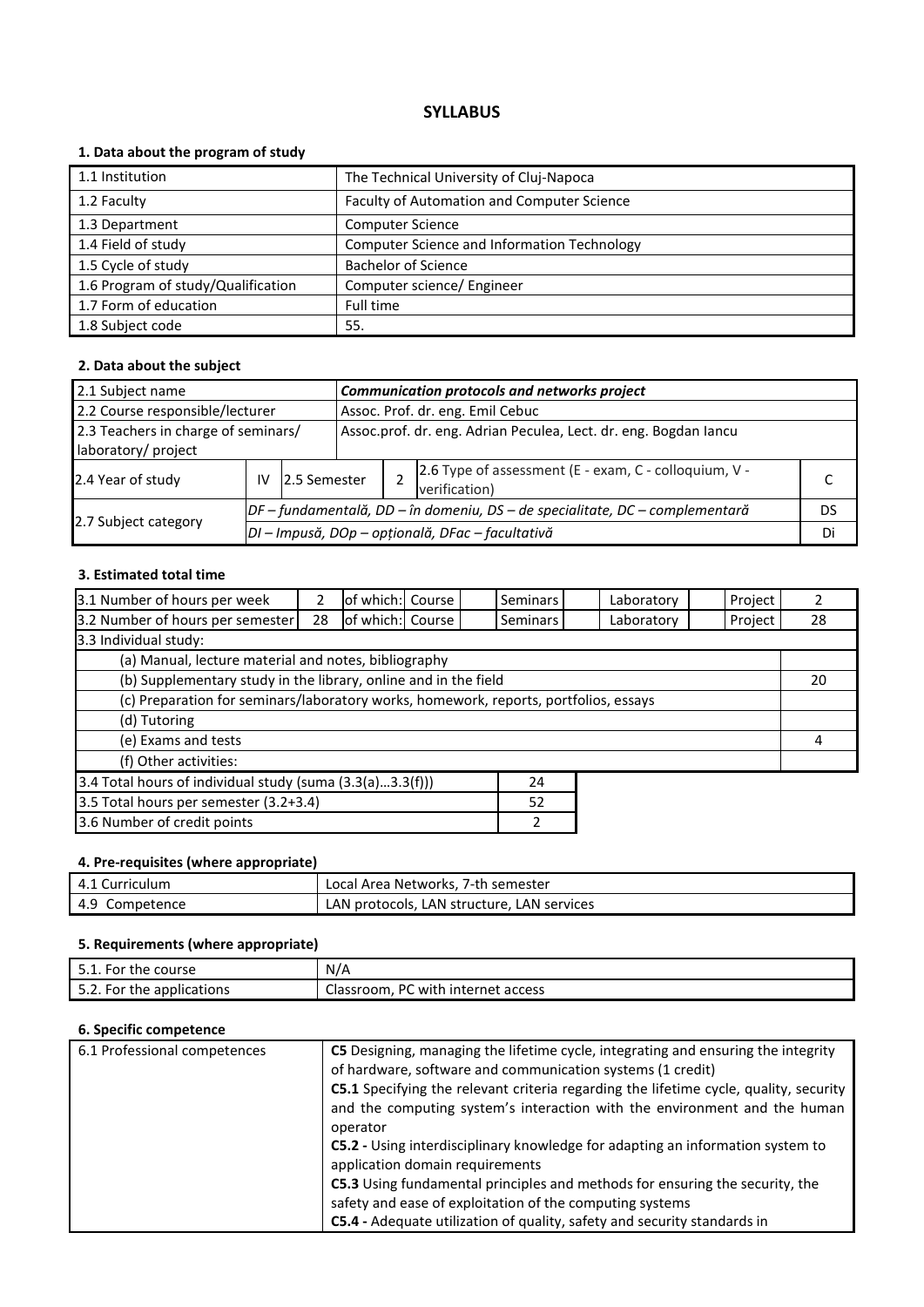# SYLLABUS

## 1. Data about the program of study

| | |
|---|---|
| 1.1 Institution | The Technical University of Cluj-Napoca |
| 1.2 Faculty | Faculty of Automation and Computer Science |
| 1.3 Department | Computer Science |
| 1.4 Field of study | Computer Science and Information Technology |
| 1.5 Cycle of study | Bachelor of Science |
| 1.6 Program of study/Qualification | Computer science/ Engineer |
| 1.7 Form of education | Full time |
| 1.8 Subject code | 55. |

## 2. Data about the subject

| | | | | | |
|---|---|---|---|---|---|
| 2.1 Subject name | ***Communication protocols and networks project*** | | | | |
| 2.2 Course responsible/lecturer | Assoc. Prof. dr. eng. Emil Cebuc | | | | |
| 2.3 Teachers in charge of seminars/ laboratory/ project | Assoc.prof. dr. eng. Adrian Peculea, Lect. dr. eng. Bogdan Iancu | | | | |
| 2.4 Year of study | IV | 2.5 Semester | 2 | 2.6 Type of assessment (E - exam, C - colloquium, V - verification) | C |
| 2.7 Subject category | *DF – fundamentală, DD – în domeniu, DS – de specialitate, DC – complementară* | | | | DS |
| | *DI – Impusă, DOp – opțională, DFac – facultativă* | | | | Di |

## 3. Estimated total time

| | | | | | | | | | |
|---|---|---|---|---|---|---|---|---|---|
| 3.1 Number of hours per week | 2 | of which: Course | | Seminars | | Laboratory | | Project | 2 |
| 3.2 Number of hours per semester | 28 | of which: Course | | Seminars | | Laboratory | | Project | 28 |
| 3.3 Individual study: | | | | | | | | | |
| (a) Manual, lecture material and notes, bibliography | | | | | | | | | |
| (b) Supplementary study in the library, online and in the field | | | | | | | | | 20 |
| (c) Preparation for seminars/laboratory works, homework, reports, portfolios, essays | | | | | | | | | |
| (d) Tutoring | | | | | | | | | |
| (e) Exams and tests | | | | | | | | | 4 |
| (f) Other activities: | | | | | | | | | |

| | |
|---|---|
| 3.4 Total hours of individual study (suma (3.3(a)…3.3(f))) | 24 |
| 3.5 Total hours per semester (3.2+3.4) | 52 |
| 3.6 Number of credit points | 2 |

## 4. Pre-requisites (where appropriate)

| | |
|---|---|
| 4.1 Curriculum | Local Area Networks, 7-th semester |
| 4.9 Competence | LAN protocols, LAN structure, LAN services |

## 5. Requirements (where appropriate)

| | |
|---|---|
| 5.1. For the course | N/A |
| 5.2. For the applications | Classroom, PC with internet access |

## 6. Specific competence

| | |
|---|---|
| 6.1 Professional competences | **C5** Designing, managing the lifetime cycle, integrating and ensuring the integrity of hardware, software and communication systems (1 credit)<br>**C5.1** Specifying the relevant criteria regarding the lifetime cycle, quality, security and the computing system's interaction with the environment and the human operator<br>**C5.2 -** Using interdisciplinary knowledge for adapting an information system to application domain requirements<br>**C5.3** Using fundamental principles and methods for ensuring the security, the safety and ease of exploitation of the computing systems<br>**C5.4 -** Adequate utilization of quality, safety and security standards in |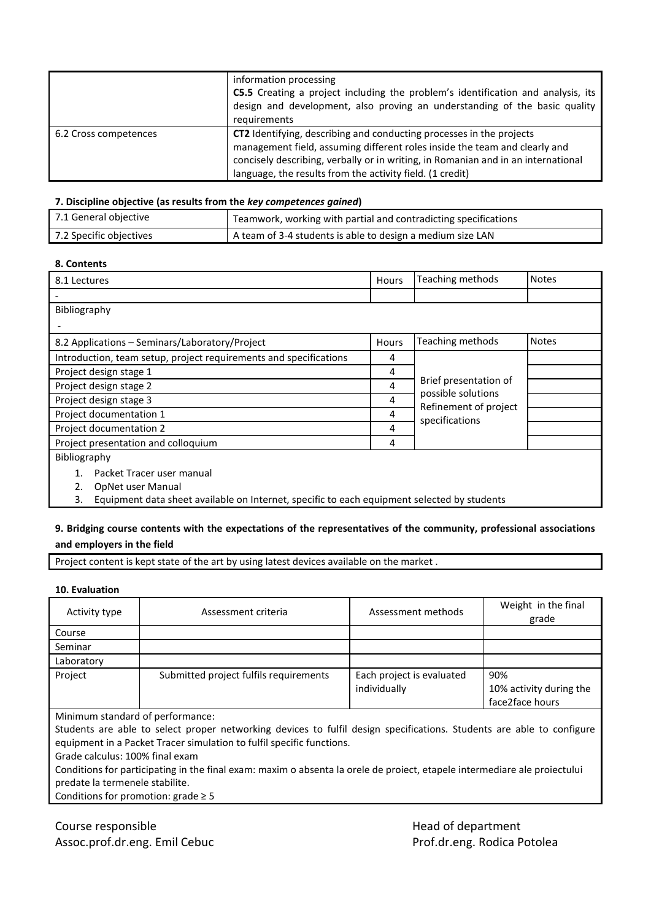| | |
|---|---|
| | information processing<br>**C5.5** Creating a project including the problem's identification and analysis, its design and development, also proving an understanding of the basic quality requirements |
| 6.2 Cross competences | **CT2** Identifying, describing and conducting processes in the projects management field, assuming different roles inside the team and clearly and concisely describing, verbally or in writing, in Romanian and in an international language, the results from the activity field. (1 credit) |

**7. Discipline objective (as results from the *key competences gained*)**

| | |
|---|---|
| 7.1 General objective | Teamwork, working with partial and contradicting specifications |
| 7.2 Specific objectives | A team of 3-4 students is able to design a medium size LAN |

**8. Contents**

| 8.1 Lectures | Hours | Teaching methods | Notes |
|---|---|---|---|
| - | | | |
| Bibliography<br>- | | | |

| 8.2 Applications – Seminars/Laboratory/Project | Hours | Teaching methods | Notes |
|---|---|---|---|
| Introduction, team setup, project requirements and specifications | 4 | Brief presentation of possible solutions<br>Refinement of project specifications | |
| Project design stage 1 | 4 | | |
| Project design stage 2 | 4 | | |
| Project design stage 3 | 4 | | |
| Project documentation 1 | 4 | | |
| Project documentation 2 | 4 | | |
| Project presentation and colloquium | 4 | | |

Bibliography

1. Packet Tracer user manual
2. OpNet user Manual
3. Equipment data sheet available on Internet, specific to each equipment selected by students

**9. Bridging course contents with the expectations of the representatives of the community, professional associations and employers in the field**

Project content is kept state of the art by using latest devices available on the market .

**10. Evaluation**

| Activity type | Assessment criteria | Assessment methods | Weight in the final grade |
|---|---|---|---|
| Course | | | |
| Seminar | | | |
| Laboratory | | | |
| Project | Submitted project fulfils requirements | Each project is evaluated individually | 90%<br>10% activity during the face2face hours |

Minimum standard of performance:
Students are able to select proper networking devices to fulfil design specifications. Students are able to configure equipment in a Packet Tracer simulation to fulfil specific functions.
Grade calculus: 100% final exam
Conditions for participating in the final exam: maxim o absenta la orele de proiect, etapele intermediare ale proiectului predate la termenele stabilite.
Conditions for promotion: grade ≥ 5

Course responsible
Assoc.prof.dr.eng. Emil Cebuc

Head of department
Prof.dr.eng. Rodica Potolea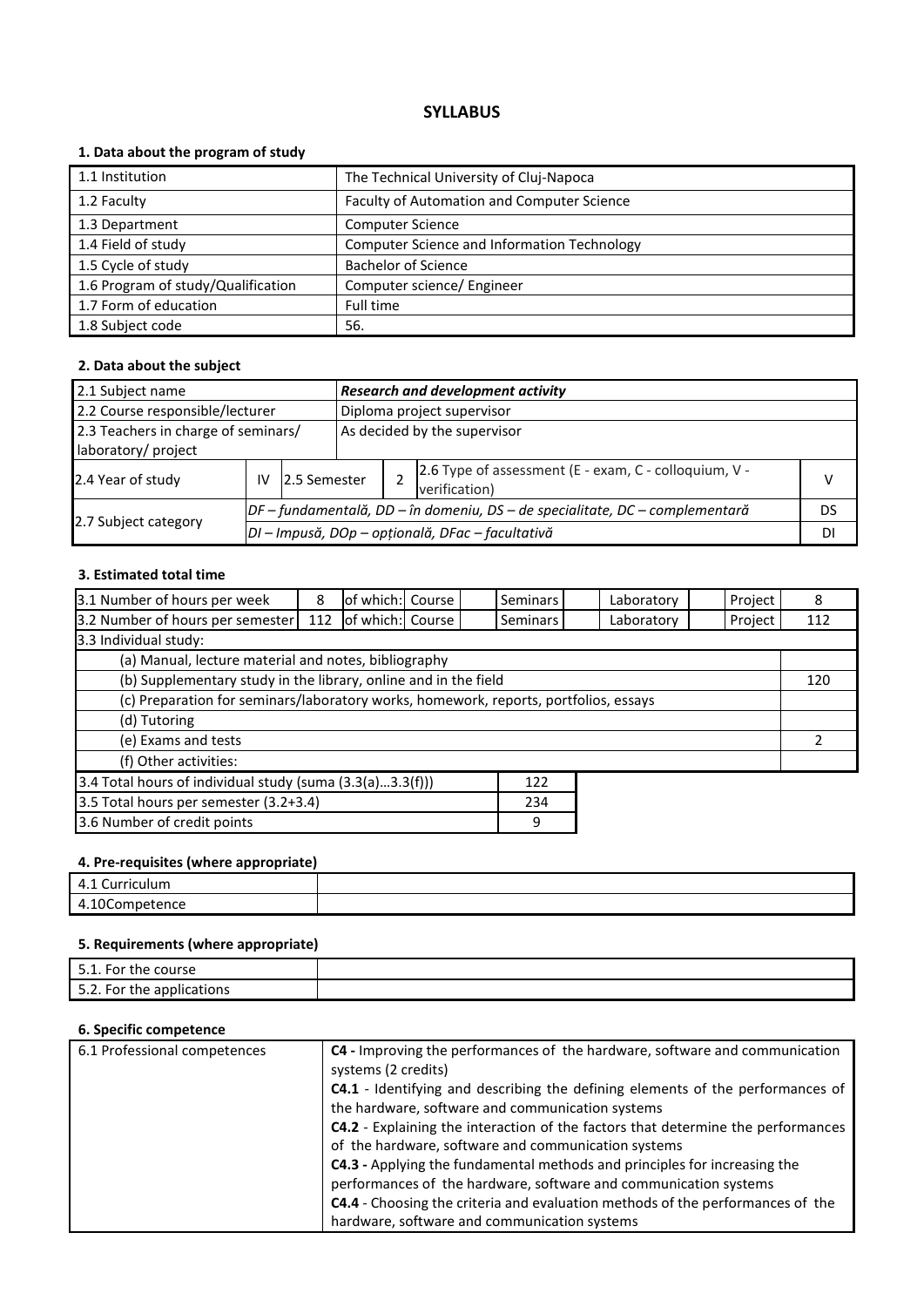# SYLLABUS

### 1. Data about the program of study

| | |
|---|---|
| 1.1 Institution | The Technical University of Cluj-Napoca |
| 1.2 Faculty | Faculty of Automation and Computer Science |
| 1.3 Department | Computer Science |
| 1.4 Field of study | Computer Science and Information Technology |
| 1.5 Cycle of study | Bachelor of Science |
| 1.6 Program of study/Qualification | Computer science/ Engineer |
| 1.7 Form of education | Full time |
| 1.8 Subject code | 56. |

### 2. Data about the subject

| | | | | | |
|---|---|---|---|---|---|
| 2.1 Subject name | ***Research and development activity*** | | | | |
| 2.2 Course responsible/lecturer | Diploma project supervisor | | | | |
| 2.3 Teachers in charge of seminars/ laboratory/ project | As decided by the supervisor | | | | |
| 2.4 Year of study | IV | 2.5 Semester | 2 | 2.6 Type of assessment (E - exam, C - colloquium, V - verification) | V |
| 2.7 Subject category | *DF – fundamentală, DD – în domeniu, DS – de specialitate, DC – complementară* | | | | DS |
| | *DI – Impusă, DOp – opțională, DFac – facultativă* | | | | DI |

### 3. Estimated total time

| | | | | | | | | | |
|---|---|---|---|---|---|---|---|---|---|
| 3.1 Number of hours per week | 8 | of which: Course | | Seminars | | Laboratory | | Project | 8 |
| 3.2 Number of hours per semester | 112 | of which: Course | | Seminars | | Laboratory | | Project | 112 |
| 3.3 Individual study: | | | | | | | | | |
| (a) Manual, lecture material and notes, bibliography | | | | | | | | | |
| (b) Supplementary study in the library, online and in the field | | | | | | | | | 120 |
| (c) Preparation for seminars/laboratory works, homework, reports, portfolios, essays | | | | | | | | | |
| (d) Tutoring | | | | | | | | | |
| (e) Exams and tests | | | | | | | | | 2 |
| (f) Other activities: | | | | | | | | | |

| | |
|---|---|
| 3.4 Total hours of individual study (suma (3.3(a)…3.3(f))) | 122 |
| 3.5 Total hours per semester (3.2+3.4) | 234 |
| 3.6 Number of credit points | 9 |

### 4. Pre-requisites (where appropriate)

| | |
|---|---|
| 4.1 Curriculum | |
| 4.10Competence | |

### 5. Requirements (where appropriate)

| | |
|---|---|
| 5.1. For the course | |
| 5.2. For the applications | |

### 6. Specific competence

| | |
|---|---|
| 6.1 Professional competences | **C4 -** Improving the performances of the hardware, software and communication systems (2 credits)<br>**C4.1** - Identifying and describing the defining elements of the performances of the hardware, software and communication systems<br>**C4.2** - Explaining the interaction of the factors that determine the performances of the hardware, software and communication systems<br>**C4.3 -** Applying the fundamental methods and principles for increasing the performances of the hardware, software and communication systems<br>**C4.4** - Choosing the criteria and evaluation methods of the performances of the hardware, software and communication systems |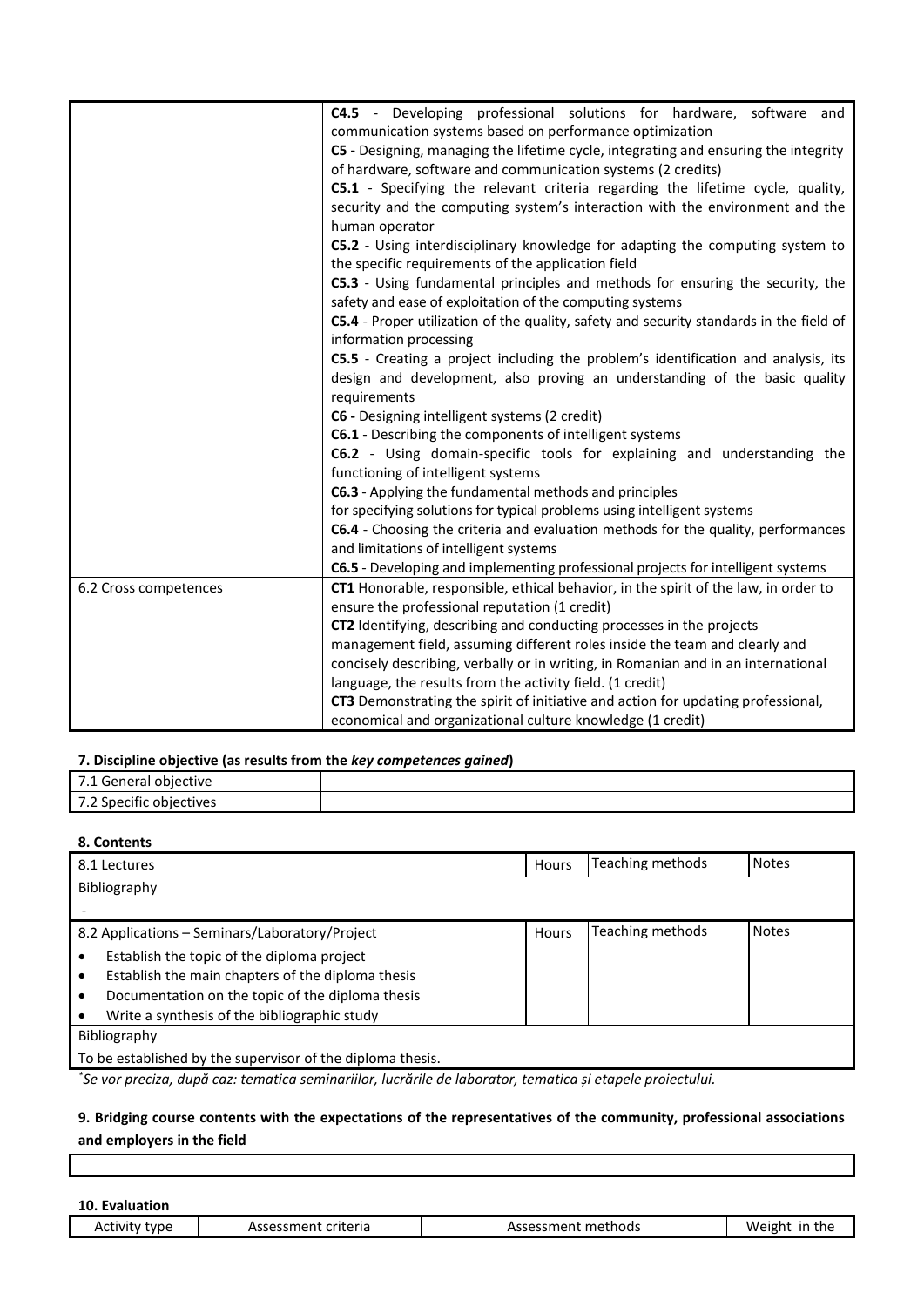| | |
|---|---|
| | **C4.5** - Developing professional solutions for hardware, software and communication systems based on performance optimization<br>**C5 -** Designing, managing the lifetime cycle, integrating and ensuring the integrity of hardware, software and communication systems (2 credits)<br>**C5.1** - Specifying the relevant criteria regarding the lifetime cycle, quality, security and the computing system's interaction with the environment and the human operator<br>**C5.2** - Using interdisciplinary knowledge for adapting the computing system to the specific requirements of the application field<br>**C5.3** - Using fundamental principles and methods for ensuring the security, the safety and ease of exploitation of the computing systems<br>**C5.4** - Proper utilization of the quality, safety and security standards in the field of information processing<br>**C5.5** - Creating a project including the problem's identification and analysis, its design and development, also proving an understanding of the basic quality requirements<br>**C6 -** Designing intelligent systems (2 credit)<br>**C6.1** - Describing the components of intelligent systems<br>**C6.2** - Using domain-specific tools for explaining and understanding the functioning of intelligent systems<br>**C6.3** - Applying the fundamental methods and principles for specifying solutions for typical problems using intelligent systems<br>**C6.4** - Choosing the criteria and evaluation methods for the quality, performances and limitations of intelligent systems<br>**C6.5** - Developing and implementing professional projects for intelligent systems |
| 6.2 Cross competences | **CT1** Honorable, responsible, ethical behavior, in the spirit of the law, in order to ensure the professional reputation (1 credit)<br>**CT2** Identifying, describing and conducting processes in the projects management field, assuming different roles inside the team and clearly and concisely describing, verbally or in writing, in Romanian and in an international language, the results from the activity field. (1 credit)<br>**CT3** Demonstrating the spirit of initiative and action for updating professional, economical and organizational culture knowledge (1 credit) |

#### 7. Discipline objective (as results from the *key competences gained*)

| | |
|---|---|
| 7.1 General objective | |
| 7.2 Specific objectives | |

#### 8. Contents

| 8.1 Lectures | Hours | Teaching methods | Notes |
|---|---|---|---|
| Bibliography<br>- | | | |
| **8.2 Applications – Seminars/Laboratory/Project** | **Hours** | **Teaching methods** | **Notes** |
| • Establish the topic of the diploma project<br>• Establish the main chapters of the diploma thesis<br>• Documentation on the topic of the diploma thesis<br>• Write a synthesis of the bibliographic study | | | |
| Bibliography<br>To be established by the supervisor of the diploma thesis. | | | |

*Se vor preciza, după caz: tematica seminariilor, lucrările de laborator, tematica și etapele proiectului.*

#### 9. Bridging course contents with the expectations of the representatives of the community, professional associations and employers in the field

| |
|---|
| |

#### 10. Evaluation

| Activity type | Assessment criteria | Assessment methods | Weight in the |
|---|---|---|---|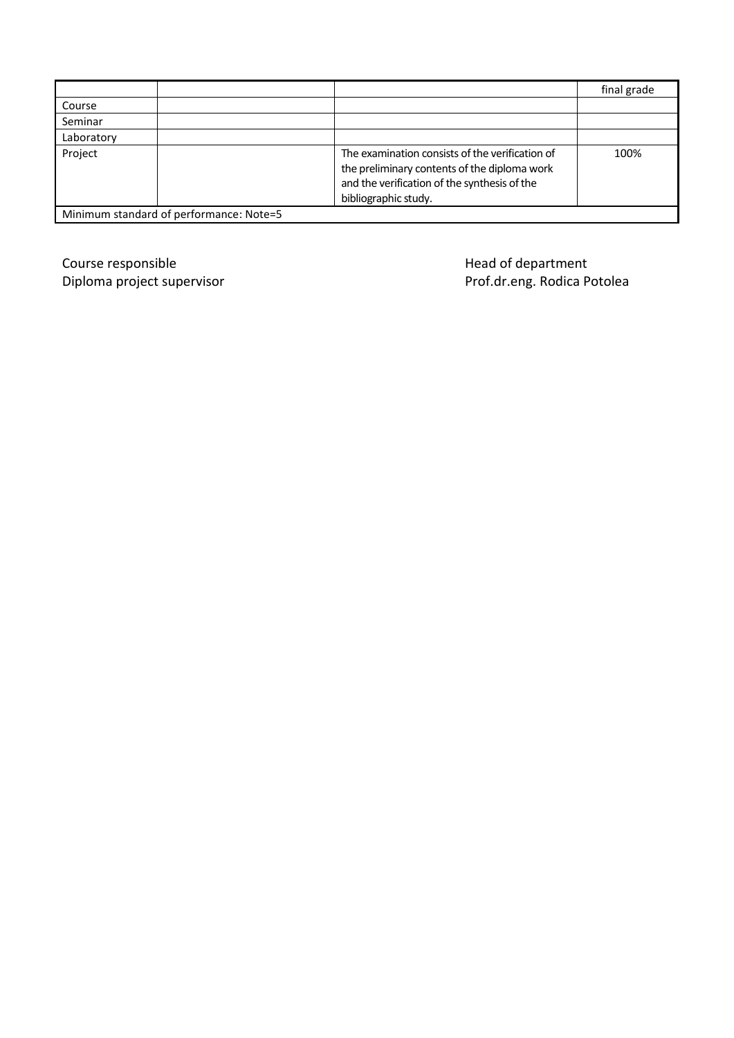| | | | final grade |
|---|---|---|---|
| Course | | | |
| Seminar | | | |
| Laboratory | | | |
| Project | | The examination consists of the verification of the preliminary contents of the diploma work and the verification of the synthesis of the bibliographic study. | 100% |
| Minimum standard of performance: Note=5 | | | |

Course responsible
Diploma project supervisor

Head of department
Prof.dr.eng. Rodica Potolea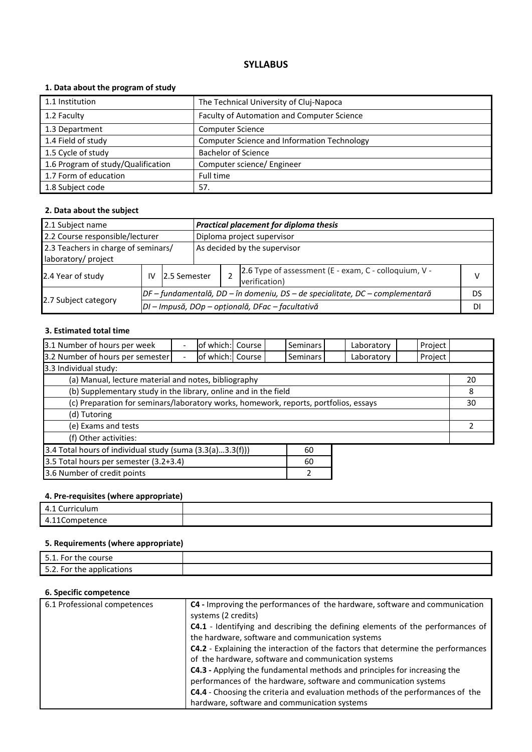## SYLLABUS

### 1. Data about the program of study

| | |
|---|---|
| 1.1 Institution | The Technical University of Cluj-Napoca |
| 1.2 Faculty | Faculty of Automation and Computer Science |
| 1.3 Department | Computer Science |
| 1.4 Field of study | Computer Science and Information Technology |
| 1.5 Cycle of study | Bachelor of Science |
| 1.6 Program of study/Qualification | Computer science/ Engineer |
| 1.7 Form of education | Full time |
| 1.8 Subject code | 57. |

### 2. Data about the subject

| | | | | | | |
|---|---|---|---|---|---|---|
| 2.1 Subject name | | | ***Practical placement for diploma thesis*** | | | |
| 2.2 Course responsible/lecturer | | | Diploma project supervisor | | | |
| 2.3 Teachers in charge of seminars/ laboratory/ project | | | As decided by the supervisor | | | |
| 2.4 Year of study | IV | 2.5 Semester | | 2 | 2.6 Type of assessment (E - exam, C - colloquium, V - verification) | V |
| 2.7 Subject category | *DF – fundamentală, DD – în domeniu, DS – de specialitate, DC – complementară* | | | | | DS |
| | *DI – Impusă, DOp – opțională, DFac – facultativă* | | | | | DI |

### 3. Estimated total time

| | | | | | | | | | | | |
|---|---|---|---|---|---|---|---|---|---|---|---|
| 3.1 Number of hours per week | - | of which: | Course | | Seminars | | Laboratory | | Project | | |
| 3.2 Number of hours per semester | - | of which: | Course | | Seminars | | Laboratory | | Project | | |
| 3.3 Individual study: | | | | | | | | | | | |
| (a) Manual, lecture material and notes, bibliography | | | | | | | | | | | 20 |
| (b) Supplementary study in the library, online and in the field | | | | | | | | | | | 8 |
| (c) Preparation for seminars/laboratory works, homework, reports, portfolios, essays | | | | | | | | | | | 30 |
| (d) Tutoring | | | | | | | | | | | |
| (e) Exams and tests | | | | | | | | | | | 2 |
| (f) Other activities: | | | | | | | | | | | |

| | |
|---|---|
| 3.4 Total hours of individual study (suma (3.3(a)...3.3(f))) | 60 |
| 3.5 Total hours per semester (3.2+3.4) | 60 |
| 3.6 Number of credit points | 2 |

### 4. Pre-requisites (where appropriate)

| | |
|---|---|
| 4.1 Curriculum | |
| 4.11Competence | |

### 5. Requirements (where appropriate)

| | |
|---|---|
| 5.1. For the course | |
| 5.2. For the applications | |

### 6. Specific competence

| | |
|---|---|
| 6.1 Professional competences | **C4 -** Improving the performances of the hardware, software and communication systems (2 credits)<br>**C4.1** - Identifying and describing the defining elements of the performances of the hardware, software and communication systems<br>**C4.2** - Explaining the interaction of the factors that determine the performances of the hardware, software and communication systems<br>**C4.3 -** Applying the fundamental methods and principles for increasing the performances of the hardware, software and communication systems<br>**C4.4** - Choosing the criteria and evaluation methods of the performances of the hardware, software and communication systems |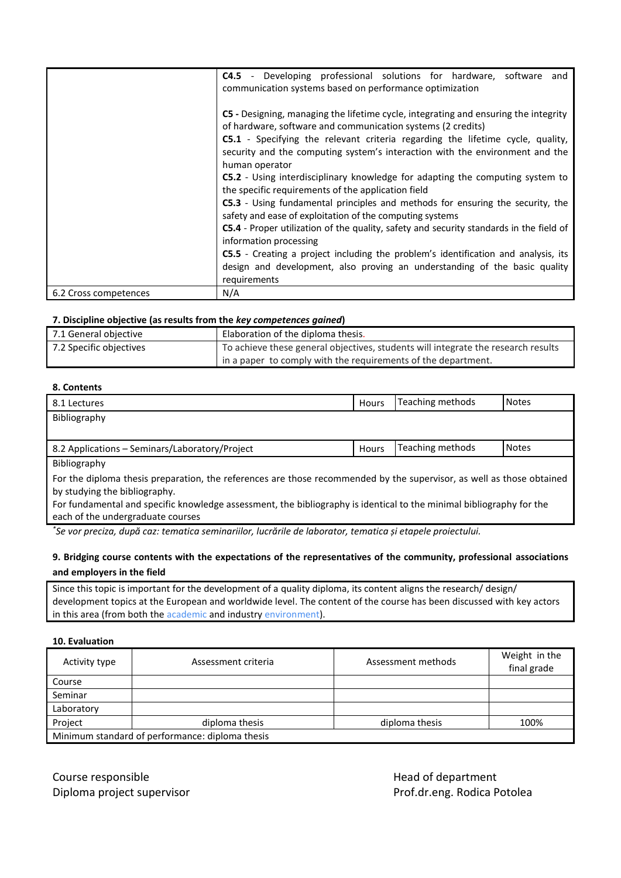| | |
|---|---|
| | **C4.5** - Developing professional solutions for hardware, software and communication systems based on performance optimization<br><br>**C5 -** Designing, managing the lifetime cycle, integrating and ensuring the integrity of hardware, software and communication systems (2 credits)<br>**C5.1** - Specifying the relevant criteria regarding the lifetime cycle, quality, security and the computing system's interaction with the environment and the human operator<br>**C5.2** - Using interdisciplinary knowledge for adapting the computing system to the specific requirements of the application field<br>**C5.3** - Using fundamental principles and methods for ensuring the security, the safety and ease of exploitation of the computing systems<br>**C5.4** - Proper utilization of the quality, safety and security standards in the field of information processing<br>**C5.5** - Creating a project including the problem's identification and analysis, its design and development, also proving an understanding of the basic quality requirements |
| 6.2 Cross competences | N/A |

**7. Discipline objective (as results from the *key competences gained*)**

| | |
|---|---|
| 7.1 General objective | Elaboration of the diploma thesis. |
| 7.2 Specific objectives | To achieve these general objectives, students will integrate the research results in a paper to comply with the requirements of the department. |

**8. Contents**

| 8.1 Lectures | Hours | Teaching methods | Notes |
|---|---|---|---|
| Bibliography | | | |
| **8.2 Applications – Seminars/Laboratory/Project** | **Hours** | **Teaching methods** | **Notes** |
| Bibliography<br>For the diploma thesis preparation, the references are those recommended by the supervisor, as well as those obtained by studying the bibliography.<br>For fundamental and specific knowledge assessment, the bibliography is identical to the minimal bibliography for the each of the undergraduate courses | | | |

*Se vor preciza, după caz: tematica seminariilor, lucrările de laborator, tematica și etapele proiectului.*

**9. Bridging course contents with the expectations of the representatives of the community, professional associations and employers in the field**

Since this topic is important for the development of a quality diploma, its content aligns the research/ design/ development topics at the European and worldwide level. The content of the course has been discussed with key actors in this area (from both the academic and industry environment).

**10. Evaluation**

| Activity type | Assessment criteria | Assessment methods | Weight in the final grade |
|---|---|---|---|
| Course | | | |
| Seminar | | | |
| Laboratory | | | |
| Project | diploma thesis | diploma thesis | 100% |
| Minimum standard of performance: diploma thesis | | | |

Course responsible
Diploma project supervisor

Head of department
Prof.dr.eng. Rodica Potolea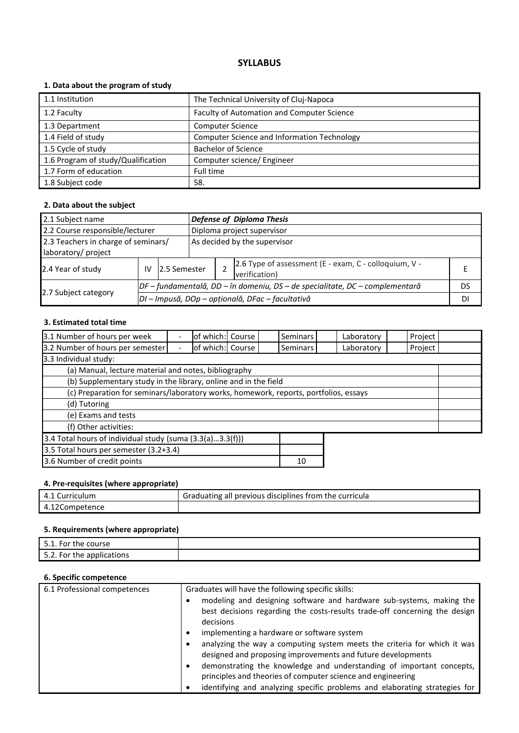## SYLLABUS

### 1. Data about the program of study

| 1.1 Institution | The Technical University of Cluj-Napoca |
|---|---|
| 1.2 Faculty | Faculty of Automation and Computer Science |
| 1.3 Department | Computer Science |
| 1.4 Field of study | Computer Science and Information Technology |
| 1.5 Cycle of study | Bachelor of Science |
| 1.6 Program of study/Qualification | Computer science/ Engineer |
| 1.7 Form of education | Full time |
| 1.8 Subject code | 58. |

### 2. Data about the subject

| 2.1 Subject name | | | | ***Defense of Diploma Thesis*** | |
|---|---|---|---|---|---|
| 2.2 Course responsible/lecturer | | | | Diploma project supervisor | |
| 2.3 Teachers in charge of seminars/ laboratory/ project | | | | As decided by the supervisor | |
| 2.4 Year of study | IV | 2.5 Semester | 2 | 2.6 Type of assessment (E - exam, C - colloquium, V - verification) | E |
| 2.7 Subject category | *DF – fundamentală, DD – în domeniu, DS – de specialitate, DC – complementară* | | | | DS |
| | *DI – Impusă, DOp – opțională, DFac – facultativă* | | | | DI |

### 3. Estimated total time

| 3.1 Number of hours per week | - | of which: Course | | Seminars | | Laboratory | | Project | |
|---|---|---|---|---|---|---|---|---|---|
| 3.2 Number of hours per semester | - | of which: Course | | Seminars | | Laboratory | | Project | |
| 3.3 Individual study: | | | | | | | | | |
| (a) Manual, lecture material and notes, bibliography | | | | | | | | | |
| (b) Supplementary study in the library, online and in the field | | | | | | | | | |
| (c) Preparation for seminars/laboratory works, homework, reports, portfolios, essays | | | | | | | | | |
| (d) Tutoring | | | | | | | | | |
| (e) Exams and tests | | | | | | | | | |
| (f) Other activities: | | | | | | | | | |

| 3.4 Total hours of individual study (suma (3.3(a)…3.3(f))) | |
|---|---|
| 3.5 Total hours per semester (3.2+3.4) | |
| 3.6 Number of credit points | 10 |

### 4. Pre-requisites (where appropriate)

| 4.1 Curriculum | Graduating all previous disciplines from the curricula |
|---|---|
| 4.12Competence | |

### 5. Requirements (where appropriate)

| 5.1. For the course | |
|---|---|
| 5.2. For the applications | |

### 6. Specific competence

| 6.1 Professional competences | Graduates will have the following specific skills:<br>• modeling and designing software and hardware sub-systems, making the best decisions regarding the costs-results trade-off concerning the design decisions<br>• implementing a hardware or software system<br>• analyzing the way a computing system meets the criteria for which it was designed and proposing improvements and future developments<br>• demonstrating the knowledge and understanding of important concepts, principles and theories of computer science and engineering<br>• identifying and analyzing specific problems and elaborating strategies for |
|---|---|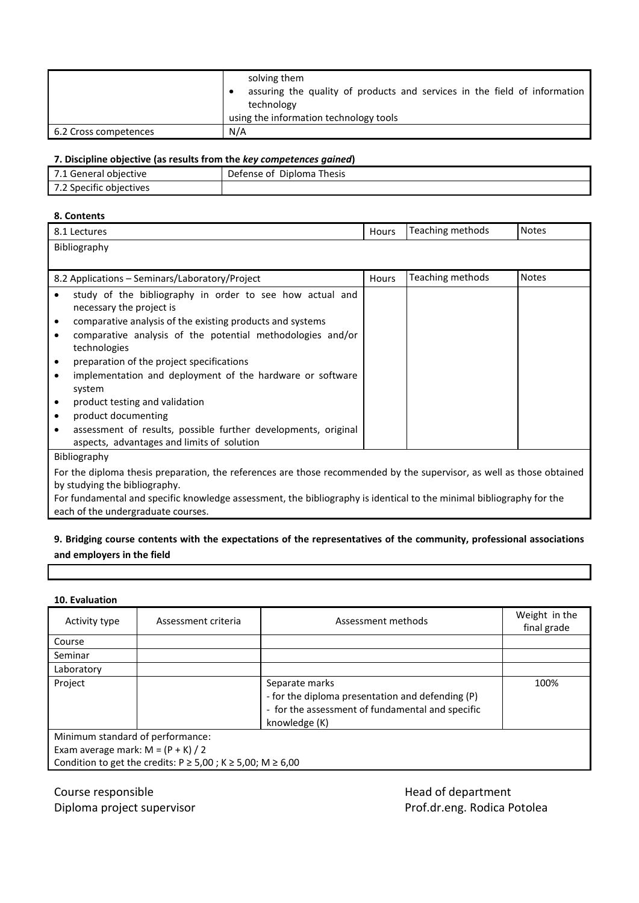| | |
|---|---|
| | solving them<br>• assuring the quality of products and services in the field of information technology<br>using the information technology tools |
| 6.2 Cross competences | N/A |

**7. Discipline objective (as results from the *key competences gained*)**

| | |
|---|---|
| 7.1 General objective | Defense of Diploma Thesis |
| 7.2 Specific objectives | |

**8. Contents**

| 8.1 Lectures | Hours | Teaching methods | Notes |
|---|---|---|---|
| Bibliography | | | |

| 8.2 Applications – Seminars/Laboratory/Project | Hours | Teaching methods | Notes |
|---|---|---|---|
| • study of the bibliography in order to see how actual and necessary the project is<br>• comparative analysis of the existing products and systems<br>• comparative analysis of the potential methodologies and/or technologies<br>• preparation of the project specifications<br>• implementation and deployment of the hardware or software system<br>• product testing and validation<br>• product documenting<br>• assessment of results, possible further developments, original aspects, advantages and limits of solution | | | |
| Bibliography<br>For the diploma thesis preparation, the references are those recommended by the supervisor, as well as those obtained by studying the bibliography.<br>For fundamental and specific knowledge assessment, the bibliography is identical to the minimal bibliography for the each of the undergraduate courses. | | | |

**9. Bridging course contents with the expectations of the representatives of the community, professional associations and employers in the field**

**10. Evaluation**

| Activity type | Assessment criteria | Assessment methods | Weight in the final grade |
|---|---|---|---|
| Course | | | |
| Seminar | | | |
| Laboratory | | | |
| Project | | Separate marks<br>- for the diploma presentation and defending (P)<br>- for the assessment of fundamental and specific knowledge (K) | 100% |
| Minimum standard of performance:<br>Exam average mark: $M = (P + K) / 2$<br>Condition to get the credits: $P \geq 5{,}00$ ; $K \geq 5{,}00$; $M \geq 6{,}00$ | | | |

Course responsible
Diploma project supervisor

Head of department
Prof.dr.eng. Rodica Potolea